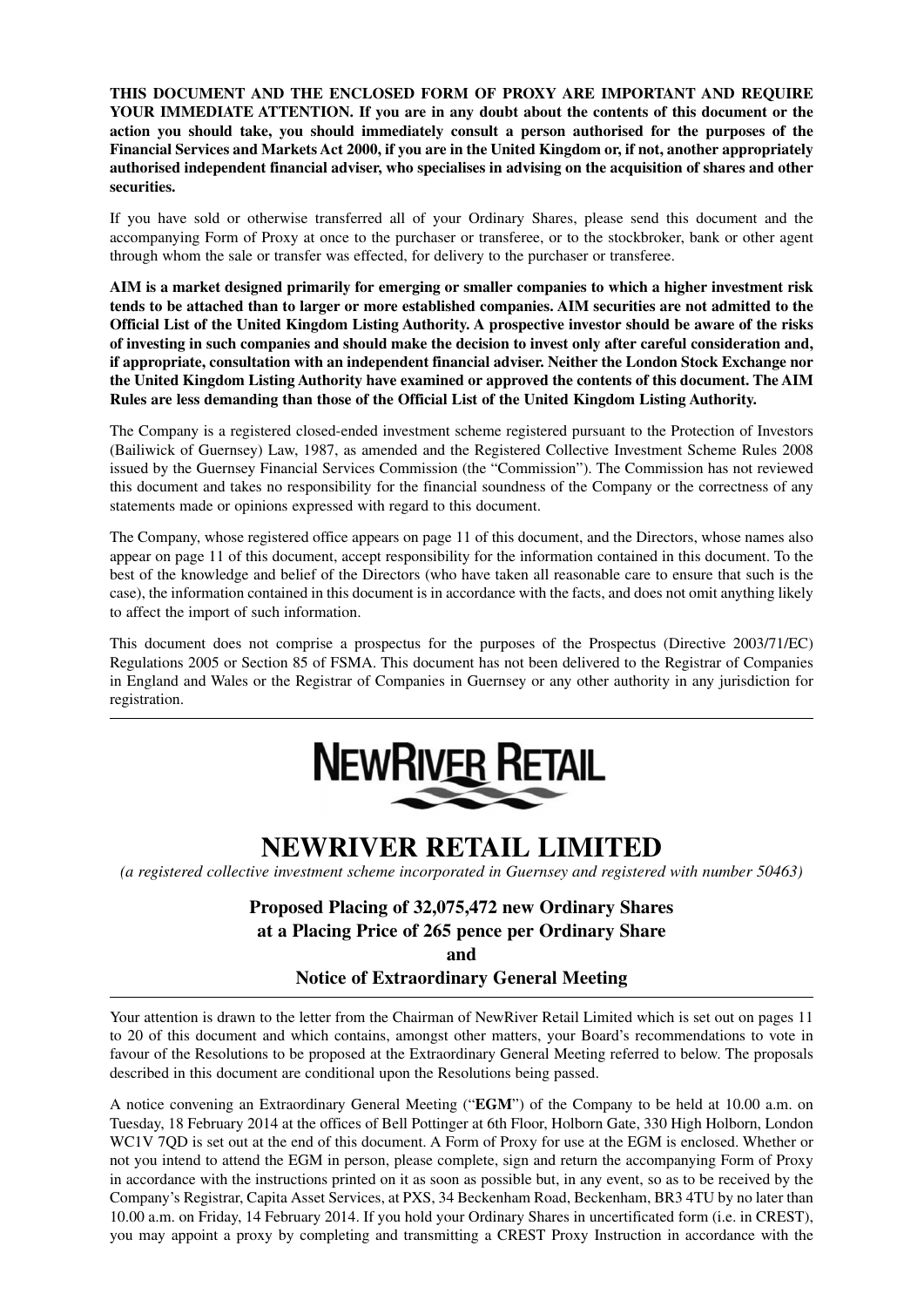**THIS DOCUMENT AND THE ENCLOSED FORM OF PROXY ARE IMPORTANT AND REQUIRE YOUR IMMEDIATE ATTENTION. If you are in any doubt about the contents of this document or the action you should take, you should immediately consult a person authorised for the purposes of the Financial Services and Markets Act 2000, if you are in the United Kingdom or, if not, another appropriately authorised independent financial adviser, who specialises in advising on the acquisition of shares and other securities.**

If you have sold or otherwise transferred all of your Ordinary Shares, please send this document and the accompanying Form of Proxy at once to the purchaser or transferee, or to the stockbroker, bank or other agent through whom the sale or transfer was effected, for delivery to the purchaser or transferee.

**AIM is a market designed primarily for emerging or smaller companies to which a higher investment risk tends to be attached than to larger or more established companies. AIM securities are not admitted to the Official List of the United Kingdom Listing Authority. A prospective investor should be aware of the risks of investing in such companies and should make the decision to invest only after careful consideration and, if appropriate, consultation with an independent financial adviser. Neither the London Stock Exchange nor the United Kingdom Listing Authority have examined or approved the contents of this document. The AIM Rules are less demanding than those of the Official List of the United Kingdom Listing Authority.**

The Company is a registered closed-ended investment scheme registered pursuant to the Protection of Investors (Bailiwick of Guernsey) Law, 1987, as amended and the Registered Collective Investment Scheme Rules 2008 issued by the Guernsey Financial Services Commission (the "Commission"). The Commission has not reviewed this document and takes no responsibility for the financial soundness of the Company or the correctness of any statements made or opinions expressed with regard to this document.

The Company, whose registered office appears on page 11 of this document, and the Directors, whose names also appear on page 11 of this document, accept responsibility for the information contained in this document. To the best of the knowledge and belief of the Directors (who have taken all reasonable care to ensure that such is the case), the information contained in this document is in accordance with the facts, and does not omit anything likely to affect the import of such information.

This document does not comprise a prospectus for the purposes of the Prospectus (Directive 2003/71/EC) Regulations 2005 or Section 85 of FSMA. This document has not been delivered to the Registrar of Companies in England and Wales or the Registrar of Companies in Guernsey or any other authority in any jurisdiction for registration.

---

NEWRIVER RETAIL

# NEWRIVER RETAIL LIMITED

*(a registered collective investment scheme incorporated in Guernsey and registered with number 50463)*

## Proposed Placing of 32,075,472 new Ordinary Shares at a Placing Price of 265 pence per Ordinary Share and Notice of Extraordinary General Meeting

---

Your attention is drawn to the letter from the Chairman of NewRiver Retail Limited which is set out on pages 11 to 20 of this document and which contains, amongst other matters, your Board's recommendations to vote in favour of the Resolutions to be proposed at the Extraordinary General Meeting referred to below. The proposals described in this document are conditional upon the Resolutions being passed.

A notice convening an Extraordinary General Meeting ("**EGM**") of the Company to be held at 10.00 a.m. on Tuesday, 18 February 2014 at the offices of Bell Pottinger at 6th Floor, Holborn Gate, 330 High Holborn, London WC1V 7QD is set out at the end of this document. A Form of Proxy for use at the EGM is enclosed. Whether or not you intend to attend the EGM in person, please complete, sign and return the accompanying Form of Proxy in accordance with the instructions printed on it as soon as possible but, in any event, so as to be received by the Company's Registrar, Capita Asset Services, at PXS, 34 Beckenham Road, Beckenham, BR3 4TU by no later than 10.00 a.m. on Friday, 14 February 2014. If you hold your Ordinary Shares in uncertificated form (i.e. in CREST), you may appoint a proxy by completing and transmitting a CREST Proxy Instruction in accordance with the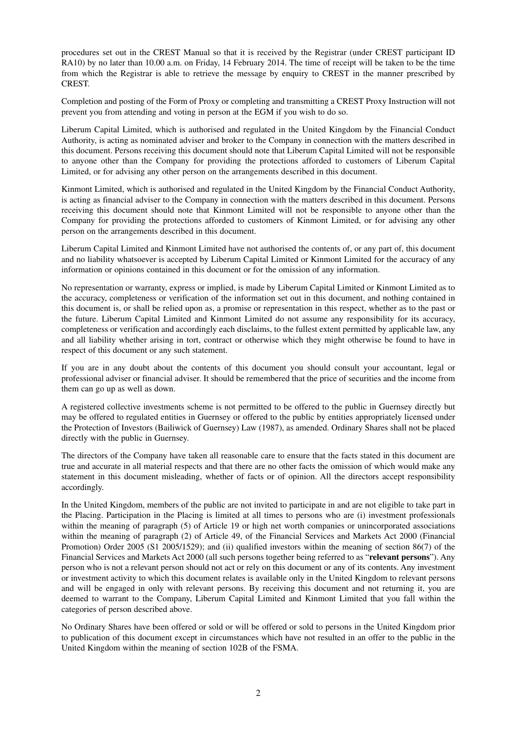procedures set out in the CREST Manual so that it is received by the Registrar (under CREST participant ID RA10) by no later than 10.00 a.m. on Friday, 14 February 2014. The time of receipt will be taken to be the time from which the Registrar is able to retrieve the message by enquiry to CREST in the manner prescribed by CREST.

Completion and posting of the Form of Proxy or completing and transmitting a CREST Proxy Instruction will not prevent you from attending and voting in person at the EGM if you wish to do so.

Liberum Capital Limited, which is authorised and regulated in the United Kingdom by the Financial Conduct Authority, is acting as nominated adviser and broker to the Company in connection with the matters described in this document. Persons receiving this document should note that Liberum Capital Limited will not be responsible to anyone other than the Company for providing the protections afforded to customers of Liberum Capital Limited, or for advising any other person on the arrangements described in this document.

Kinmont Limited, which is authorised and regulated in the United Kingdom by the Financial Conduct Authority, is acting as financial adviser to the Company in connection with the matters described in this document. Persons receiving this document should note that Kinmont Limited will not be responsible to anyone other than the Company for providing the protections afforded to customers of Kinmont Limited, or for advising any other person on the arrangements described in this document.

Liberum Capital Limited and Kinmont Limited have not authorised the contents of, or any part of, this document and no liability whatsoever is accepted by Liberum Capital Limited or Kinmont Limited for the accuracy of any information or opinions contained in this document or for the omission of any information.

No representation or warranty, express or implied, is made by Liberum Capital Limited or Kinmont Limited as to the accuracy, completeness or verification of the information set out in this document, and nothing contained in this document is, or shall be relied upon as, a promise or representation in this respect, whether as to the past or the future. Liberum Capital Limited and Kinmont Limited do not assume any responsibility for its accuracy, completeness or verification and accordingly each disclaims, to the fullest extent permitted by applicable law, any and all liability whether arising in tort, contract or otherwise which they might otherwise be found to have in respect of this document or any such statement.

If you are in any doubt about the contents of this document you should consult your accountant, legal or professional adviser or financial adviser. It should be remembered that the price of securities and the income from them can go up as well as down.

A registered collective investments scheme is not permitted to be offered to the public in Guernsey directly but may be offered to regulated entities in Guernsey or offered to the public by entities appropriately licensed under the Protection of Investors (Bailiwick of Guernsey) Law (1987), as amended. Ordinary Shares shall not be placed directly with the public in Guernsey.

The directors of the Company have taken all reasonable care to ensure that the facts stated in this document are true and accurate in all material respects and that there are no other facts the omission of which would make any statement in this document misleading, whether of facts or of opinion. All the directors accept responsibility accordingly.

In the United Kingdom, members of the public are not invited to participate in and are not eligible to take part in the Placing. Participation in the Placing is limited at all times to persons who are (i) investment professionals within the meaning of paragraph (5) of Article 19 or high net worth companies or unincorporated associations within the meaning of paragraph (2) of Article 49, of the Financial Services and Markets Act 2000 (Financial Promotion) Order 2005 (S1 2005/1529); and (ii) qualified investors within the meaning of section 86(7) of the Financial Services and Markets Act 2000 (all such persons together being referred to as "**relevant persons**"). Any person who is not a relevant person should not act or rely on this document or any of its contents. Any investment or investment activity to which this document relates is available only in the United Kingdom to relevant persons and will be engaged in only with relevant persons. By receiving this document and not returning it, you are deemed to warrant to the Company, Liberum Capital Limited and Kinmont Limited that you fall within the categories of person described above.

No Ordinary Shares have been offered or sold or will be offered or sold to persons in the United Kingdom prior to publication of this document except in circumstances which have not resulted in an offer to the public in the United Kingdom within the meaning of section 102B of the FSMA.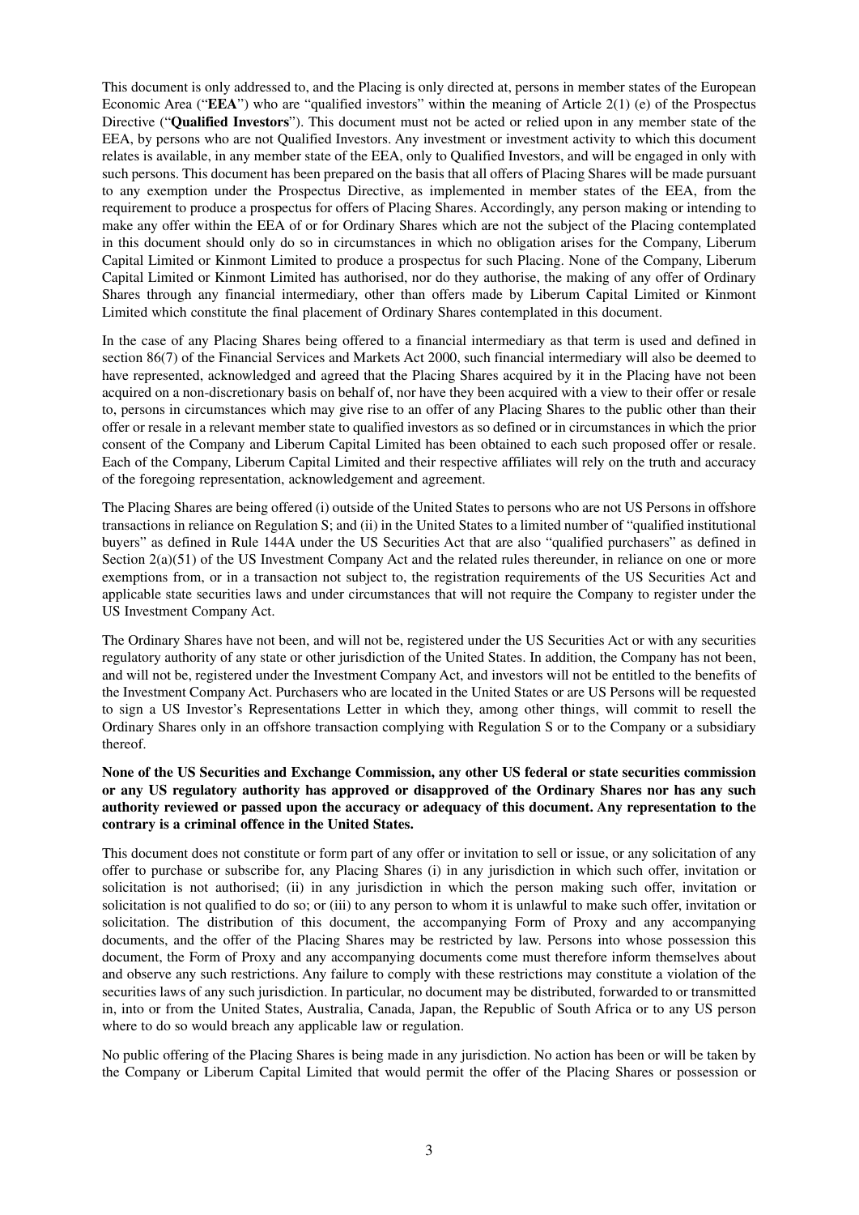This document is only addressed to, and the Placing is only directed at, persons in member states of the European Economic Area ("**EEA**") who are "qualified investors" within the meaning of Article 2(1) (e) of the Prospectus Directive ("**Qualified Investors**"). This document must not be acted or relied upon in any member state of the EEA, by persons who are not Qualified Investors. Any investment or investment activity to which this document relates is available, in any member state of the EEA, only to Qualified Investors, and will be engaged in only with such persons. This document has been prepared on the basis that all offers of Placing Shares will be made pursuant to any exemption under the Prospectus Directive, as implemented in member states of the EEA, from the requirement to produce a prospectus for offers of Placing Shares. Accordingly, any person making or intending to make any offer within the EEA of or for Ordinary Shares which are not the subject of the Placing contemplated in this document should only do so in circumstances in which no obligation arises for the Company, Liberum Capital Limited or Kinmont Limited to produce a prospectus for such Placing. None of the Company, Liberum Capital Limited or Kinmont Limited has authorised, nor do they authorise, the making of any offer of Ordinary Shares through any financial intermediary, other than offers made by Liberum Capital Limited or Kinmont Limited which constitute the final placement of Ordinary Shares contemplated in this document.

In the case of any Placing Shares being offered to a financial intermediary as that term is used and defined in section 86(7) of the Financial Services and Markets Act 2000, such financial intermediary will also be deemed to have represented, acknowledged and agreed that the Placing Shares acquired by it in the Placing have not been acquired on a non-discretionary basis on behalf of, nor have they been acquired with a view to their offer or resale to, persons in circumstances which may give rise to an offer of any Placing Shares to the public other than their offer or resale in a relevant member state to qualified investors as so defined or in circumstances in which the prior consent of the Company and Liberum Capital Limited has been obtained to each such proposed offer or resale. Each of the Company, Liberum Capital Limited and their respective affiliates will rely on the truth and accuracy of the foregoing representation, acknowledgement and agreement.

The Placing Shares are being offered (i) outside of the United States to persons who are not US Persons in offshore transactions in reliance on Regulation S; and (ii) in the United States to a limited number of "qualified institutional buyers" as defined in Rule 144A under the US Securities Act that are also "qualified purchasers" as defined in Section 2(a)(51) of the US Investment Company Act and the related rules thereunder, in reliance on one or more exemptions from, or in a transaction not subject to, the registration requirements of the US Securities Act and applicable state securities laws and under circumstances that will not require the Company to register under the US Investment Company Act.

The Ordinary Shares have not been, and will not be, registered under the US Securities Act or with any securities regulatory authority of any state or other jurisdiction of the United States. In addition, the Company has not been, and will not be, registered under the Investment Company Act, and investors will not be entitled to the benefits of the Investment Company Act. Purchasers who are located in the United States or are US Persons will be requested to sign a US Investor's Representations Letter in which they, among other things, will commit to resell the Ordinary Shares only in an offshore transaction complying with Regulation S or to the Company or a subsidiary thereof.

**None of the US Securities and Exchange Commission, any other US federal or state securities commission or any US regulatory authority has approved or disapproved of the Ordinary Shares nor has any such authority reviewed or passed upon the accuracy or adequacy of this document. Any representation to the contrary is a criminal offence in the United States.**

This document does not constitute or form part of any offer or invitation to sell or issue, or any solicitation of any offer to purchase or subscribe for, any Placing Shares (i) in any jurisdiction in which such offer, invitation or solicitation is not authorised; (ii) in any jurisdiction in which the person making such offer, invitation or solicitation is not qualified to do so; or (iii) to any person to whom it is unlawful to make such offer, invitation or solicitation. The distribution of this document, the accompanying Form of Proxy and any accompanying documents, and the offer of the Placing Shares may be restricted by law. Persons into whose possession this document, the Form of Proxy and any accompanying documents come must therefore inform themselves about and observe any such restrictions. Any failure to comply with these restrictions may constitute a violation of the securities laws of any such jurisdiction. In particular, no document may be distributed, forwarded to or transmitted in, into or from the United States, Australia, Canada, Japan, the Republic of South Africa or to any US person where to do so would breach any applicable law or regulation.

No public offering of the Placing Shares is being made in any jurisdiction. No action has been or will be taken by the Company or Liberum Capital Limited that would permit the offer of the Placing Shares or possession or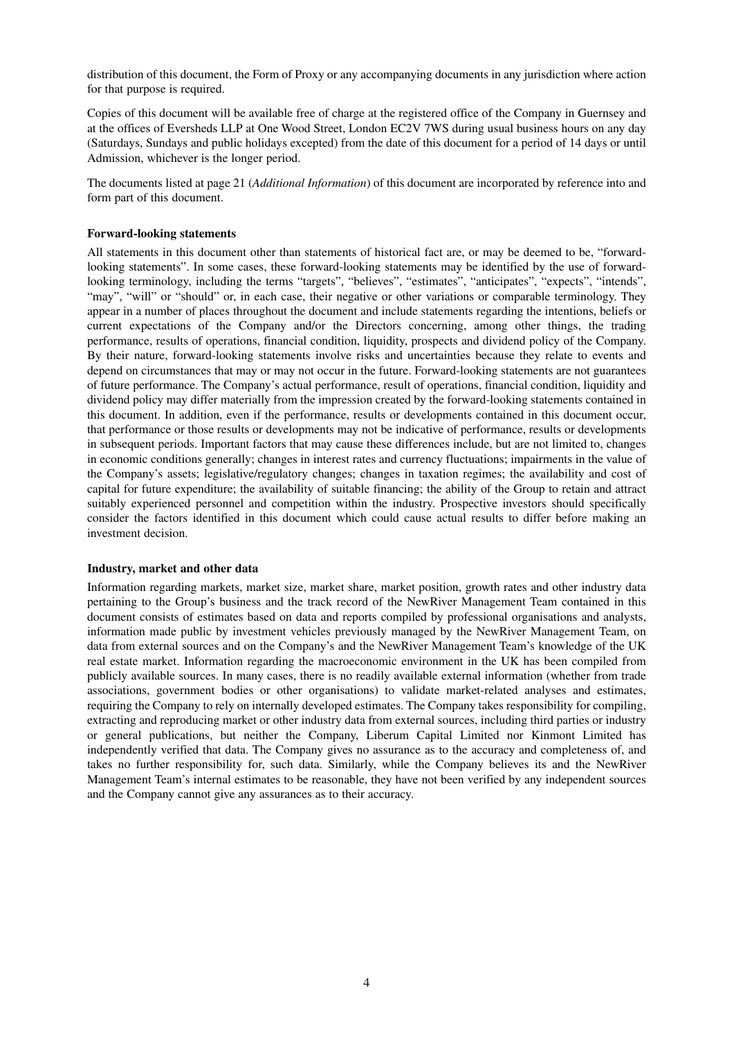distribution of this document, the Form of Proxy or any accompanying documents in any jurisdiction where action for that purpose is required.

Copies of this document will be available free of charge at the registered office of the Company in Guernsey and at the offices of Eversheds LLP at One Wood Street, London EC2V 7WS during usual business hours on any day (Saturdays, Sundays and public holidays excepted) from the date of this document for a period of 14 days or until Admission, whichever is the longer period.

The documents listed at page 21 (*Additional Information*) of this document are incorporated by reference into and form part of this document.

**Forward-looking statements**

All statements in this document other than statements of historical fact are, or may be deemed to be, "forward-looking statements". In some cases, these forward-looking statements may be identified by the use of forward-looking terminology, including the terms "targets", "believes", "estimates", "anticipates", "expects", "intends", "may", "will" or "should" or, in each case, their negative or other variations or comparable terminology. They appear in a number of places throughout the document and include statements regarding the intentions, beliefs or current expectations of the Company and/or the Directors concerning, among other things, the trading performance, results of operations, financial condition, liquidity, prospects and dividend policy of the Company. By their nature, forward-looking statements involve risks and uncertainties because they relate to events and depend on circumstances that may or may not occur in the future. Forward-looking statements are not guarantees of future performance. The Company's actual performance, result of operations, financial condition, liquidity and dividend policy may differ materially from the impression created by the forward-looking statements contained in this document. In addition, even if the performance, results or developments contained in this document occur, that performance or those results or developments may not be indicative of performance, results or developments in subsequent periods. Important factors that may cause these differences include, but are not limited to, changes in economic conditions generally; changes in interest rates and currency fluctuations; impairments in the value of the Company's assets; legislative/regulatory changes; changes in taxation regimes; the availability and cost of capital for future expenditure; the availability of suitable financing; the ability of the Group to retain and attract suitably experienced personnel and competition within the industry. Prospective investors should specifically consider the factors identified in this document which could cause actual results to differ before making an investment decision.

**Industry, market and other data**

Information regarding markets, market size, market share, market position, growth rates and other industry data pertaining to the Group's business and the track record of the NewRiver Management Team contained in this document consists of estimates based on data and reports compiled by professional organisations and analysts, information made public by investment vehicles previously managed by the NewRiver Management Team, on data from external sources and on the Company's and the NewRiver Management Team's knowledge of the UK real estate market. Information regarding the macroeconomic environment in the UK has been compiled from publicly available sources. In many cases, there is no readily available external information (whether from trade associations, government bodies or other organisations) to validate market-related analyses and estimates, requiring the Company to rely on internally developed estimates. The Company takes responsibility for compiling, extracting and reproducing market or other industry data from external sources, including third parties or industry or general publications, but neither the Company, Liberum Capital Limited nor Kinmont Limited has independently verified that data. The Company gives no assurance as to the accuracy and completeness of, and takes no further responsibility for, such data. Similarly, while the Company believes its and the NewRiver Management Team's internal estimates to be reasonable, they have not been verified by any independent sources and the Company cannot give any assurances as to their accuracy.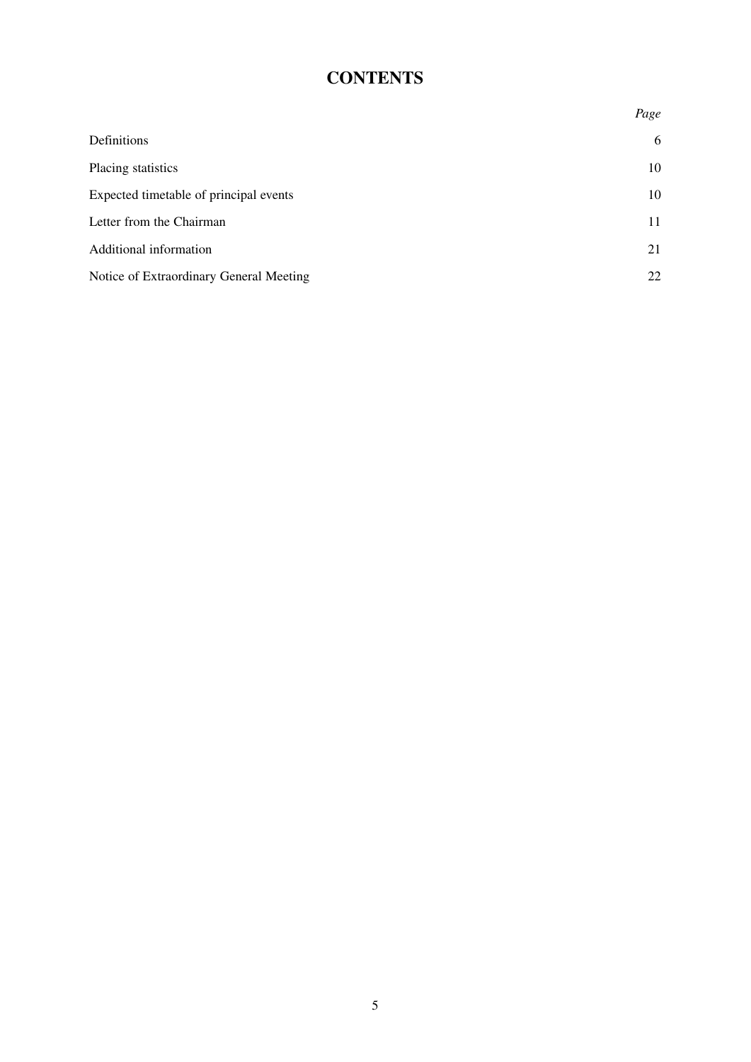# CONTENTS

| | *Page* |
|---|---|
| Definitions | 6 |
| Placing statistics | 10 |
| Expected timetable of principal events | 10 |
| Letter from the Chairman | 11 |
| Additional information | 21 |
| Notice of Extraordinary General Meeting | 22 |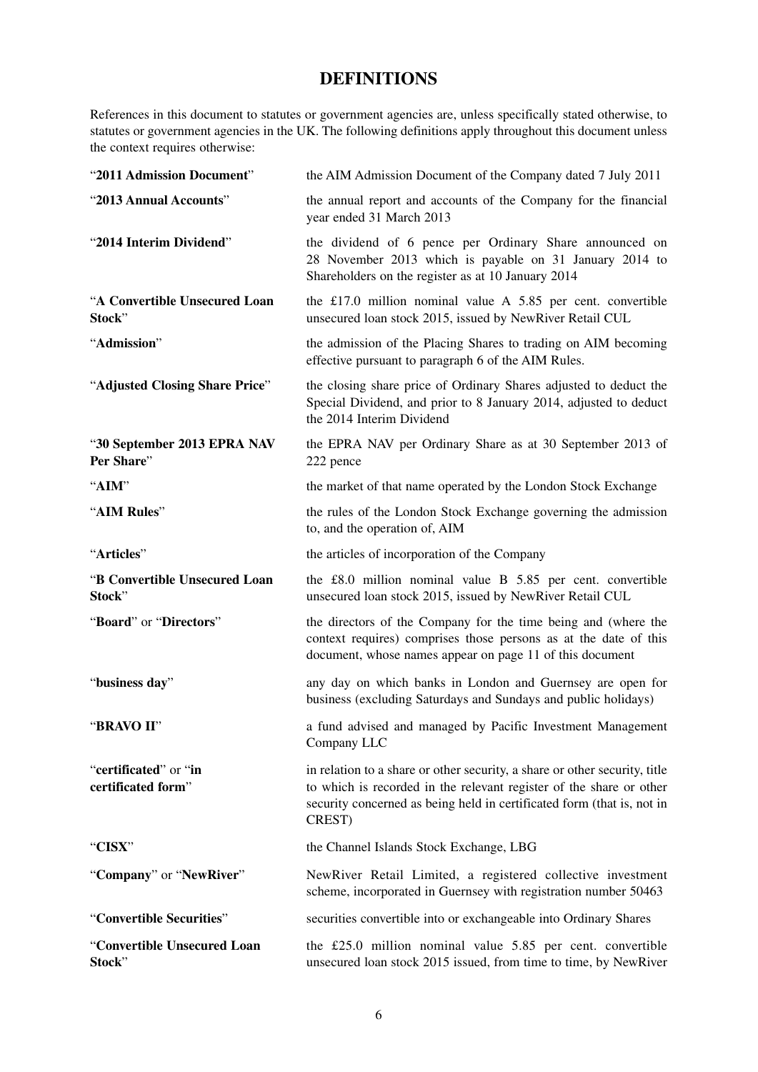# DEFINITIONS

References in this document to statutes or government agencies are, unless specifically stated otherwise, to statutes or government agencies in the UK. The following definitions apply throughout this document unless the context requires otherwise:

| | |
|---|---|
| "**2011 Admission Document**" | the AIM Admission Document of the Company dated 7 July 2011 |
| "**2013 Annual Accounts**" | the annual report and accounts of the Company for the financial year ended 31 March 2013 |
| "**2014 Interim Dividend**" | the dividend of 6 pence per Ordinary Share announced on 28 November 2013 which is payable on 31 January 2014 to Shareholders on the register as at 10 January 2014 |
| "**A Convertible Unsecured Loan Stock**" | the £17.0 million nominal value A 5.85 per cent. convertible unsecured loan stock 2015, issued by NewRiver Retail CUL |
| "**Admission**" | the admission of the Placing Shares to trading on AIM becoming effective pursuant to paragraph 6 of the AIM Rules. |
| "**Adjusted Closing Share Price**" | the closing share price of Ordinary Shares adjusted to deduct the Special Dividend, and prior to 8 January 2014, adjusted to deduct the 2014 Interim Dividend |
| "**30 September 2013 EPRA NAV Per Share**" | the EPRA NAV per Ordinary Share as at 30 September 2013 of 222 pence |
| "**AIM**" | the market of that name operated by the London Stock Exchange |
| "**AIM Rules**" | the rules of the London Stock Exchange governing the admission to, and the operation of, AIM |
| "**Articles**" | the articles of incorporation of the Company |
| "**B Convertible Unsecured Loan Stock**" | the £8.0 million nominal value B 5.85 per cent. convertible unsecured loan stock 2015, issued by NewRiver Retail CUL |
| "**Board**" or "**Directors**" | the directors of the Company for the time being and (where the context requires) comprises those persons as at the date of this document, whose names appear on page 11 of this document |
| "**business day**" | any day on which banks in London and Guernsey are open for business (excluding Saturdays and Sundays and public holidays) |
| "**BRAVO II**" | a fund advised and managed by Pacific Investment Management Company LLC |
| "**certificated**" or "**in certificated form**" | in relation to a share or other security, a share or other security, title to which is recorded in the relevant register of the share or other security concerned as being held in certificated form (that is, not in CREST) |
| "**CISX**" | the Channel Islands Stock Exchange, LBG |
| "**Company**" or "**NewRiver**" | NewRiver Retail Limited, a registered collective investment scheme, incorporated in Guernsey with registration number 50463 |
| "**Convertible Securities**" | securities convertible into or exchangeable into Ordinary Shares |
| "**Convertible Unsecured Loan Stock**" | the £25.0 million nominal value 5.85 per cent. convertible unsecured loan stock 2015 issued, from time to time, by NewRiver |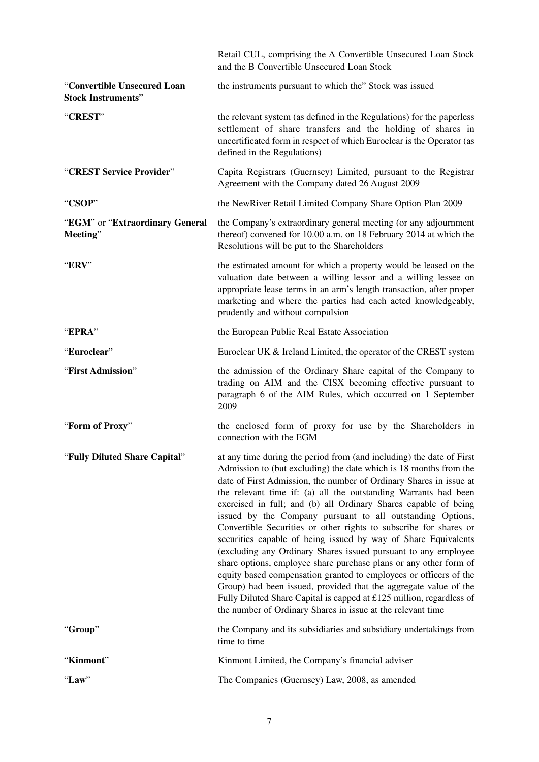| | |
|---|---|
| | Retail CUL, comprising the A Convertible Unsecured Loan Stock and the B Convertible Unsecured Loan Stock |
| "**Convertible Unsecured Loan Stock Instruments**" | the instruments pursuant to which the" Stock was issued |
| "**CREST**" | the relevant system (as defined in the Regulations) for the paperless settlement of share transfers and the holding of shares in uncertificated form in respect of which Euroclear is the Operator (as defined in the Regulations) |
| "**CREST Service Provider**" | Capita Registrars (Guernsey) Limited, pursuant to the Registrar Agreement with the Company dated 26 August 2009 |
| "**CSOP**" | the NewRiver Retail Limited Company Share Option Plan 2009 |
| "**EGM**" or "**Extraordinary General Meeting**" | the Company's extraordinary general meeting (or any adjournment thereof) convened for 10.00 a.m. on 18 February 2014 at which the Resolutions will be put to the Shareholders |
| "**ERV**" | the estimated amount for which a property would be leased on the valuation date between a willing lessor and a willing lessee on appropriate lease terms in an arm's length transaction, after proper marketing and where the parties had each acted knowledgeably, prudently and without compulsion |
| "**EPRA**" | the European Public Real Estate Association |
| "**Euroclear**" | Euroclear UK & Ireland Limited, the operator of the CREST system |
| "**First Admission**" | the admission of the Ordinary Share capital of the Company to trading on AIM and the CISX becoming effective pursuant to paragraph 6 of the AIM Rules, which occurred on 1 September 2009 |
| "**Form of Proxy**" | the enclosed form of proxy for use by the Shareholders in connection with the EGM |
| "**Fully Diluted Share Capital**" | at any time during the period from (and including) the date of First Admission to (but excluding) the date which is 18 months from the date of First Admission, the number of Ordinary Shares in issue at the relevant time if: (a) all the outstanding Warrants had been exercised in full; and (b) all Ordinary Shares capable of being issued by the Company pursuant to all outstanding Options, Convertible Securities or other rights to subscribe for shares or securities capable of being issued by way of Share Equivalents (excluding any Ordinary Shares issued pursuant to any employee share options, employee share purchase plans or any other form of equity based compensation granted to employees or officers of the Group) had been issued, provided that the aggregate value of the Fully Diluted Share Capital is capped at £125 million, regardless of the number of Ordinary Shares in issue at the relevant time |
| "**Group**" | the Company and its subsidiaries and subsidiary undertakings from time to time |
| "**Kinmont**" | Kinmont Limited, the Company's financial adviser |
| "**Law**" | The Companies (Guernsey) Law, 2008, as amended |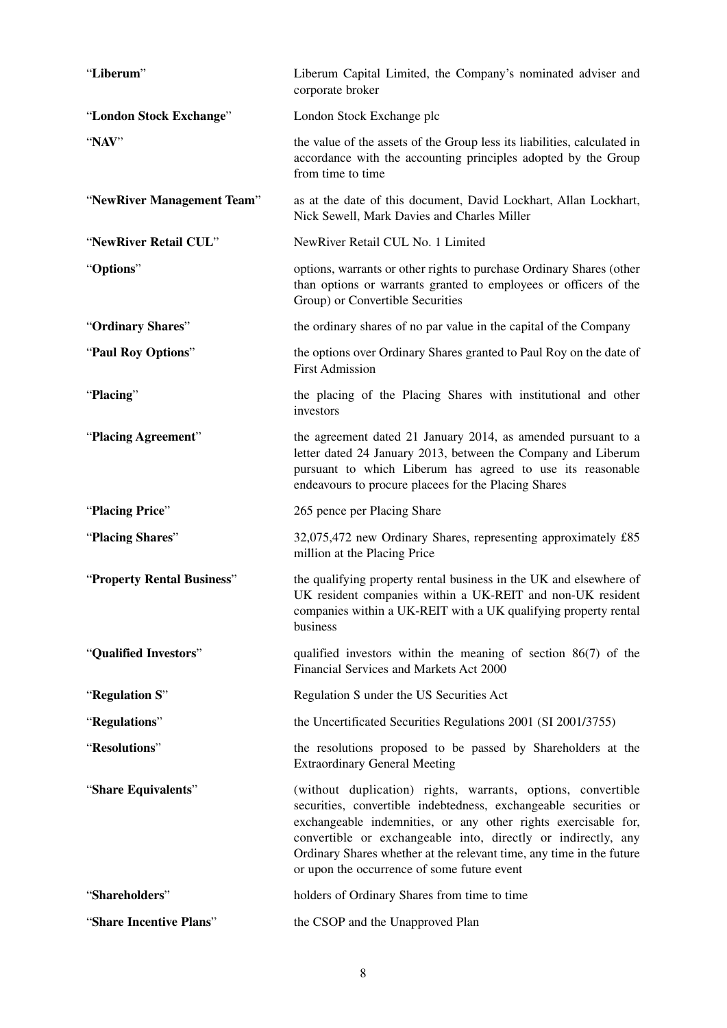| | |
|---|---|
| "**Liberum**" | Liberum Capital Limited, the Company's nominated adviser and corporate broker |
| "**London Stock Exchange**" | London Stock Exchange plc |
| "**NAV**" | the value of the assets of the Group less its liabilities, calculated in accordance with the accounting principles adopted by the Group from time to time |
| "**NewRiver Management Team**" | as at the date of this document, David Lockhart, Allan Lockhart, Nick Sewell, Mark Davies and Charles Miller |
| "**NewRiver Retail CUL**" | NewRiver Retail CUL No. 1 Limited |
| "**Options**" | options, warrants or other rights to purchase Ordinary Shares (other than options or warrants granted to employees or officers of the Group) or Convertible Securities |
| "**Ordinary Shares**" | the ordinary shares of no par value in the capital of the Company |
| "**Paul Roy Options**" | the options over Ordinary Shares granted to Paul Roy on the date of First Admission |
| "**Placing**" | the placing of the Placing Shares with institutional and other investors |
| "**Placing Agreement**" | the agreement dated 21 January 2014, as amended pursuant to a letter dated 24 January 2013, between the Company and Liberum pursuant to which Liberum has agreed to use its reasonable endeavours to procure placees for the Placing Shares |
| "**Placing Price**" | 265 pence per Placing Share |
| "**Placing Shares**" | 32,075,472 new Ordinary Shares, representing approximately £85 million at the Placing Price |
| "**Property Rental Business**" | the qualifying property rental business in the UK and elsewhere of UK resident companies within a UK-REIT and non-UK resident companies within a UK-REIT with a UK qualifying property rental business |
| "**Qualified Investors**" | qualified investors within the meaning of section 86(7) of the Financial Services and Markets Act 2000 |
| "**Regulation S**" | Regulation S under the US Securities Act |
| "**Regulations**" | the Uncertificated Securities Regulations 2001 (SI 2001/3755) |
| "**Resolutions**" | the resolutions proposed to be passed by Shareholders at the Extraordinary General Meeting |
| "**Share Equivalents**" | (without duplication) rights, warrants, options, convertible securities, convertible indebtedness, exchangeable securities or exchangeable indemnities, or any other rights exercisable for, convertible or exchangeable into, directly or indirectly, any Ordinary Shares whether at the relevant time, any time in the future or upon the occurrence of some future event |
| "**Shareholders**" | holders of Ordinary Shares from time to time |
| "**Share Incentive Plans**" | the CSOP and the Unapproved Plan |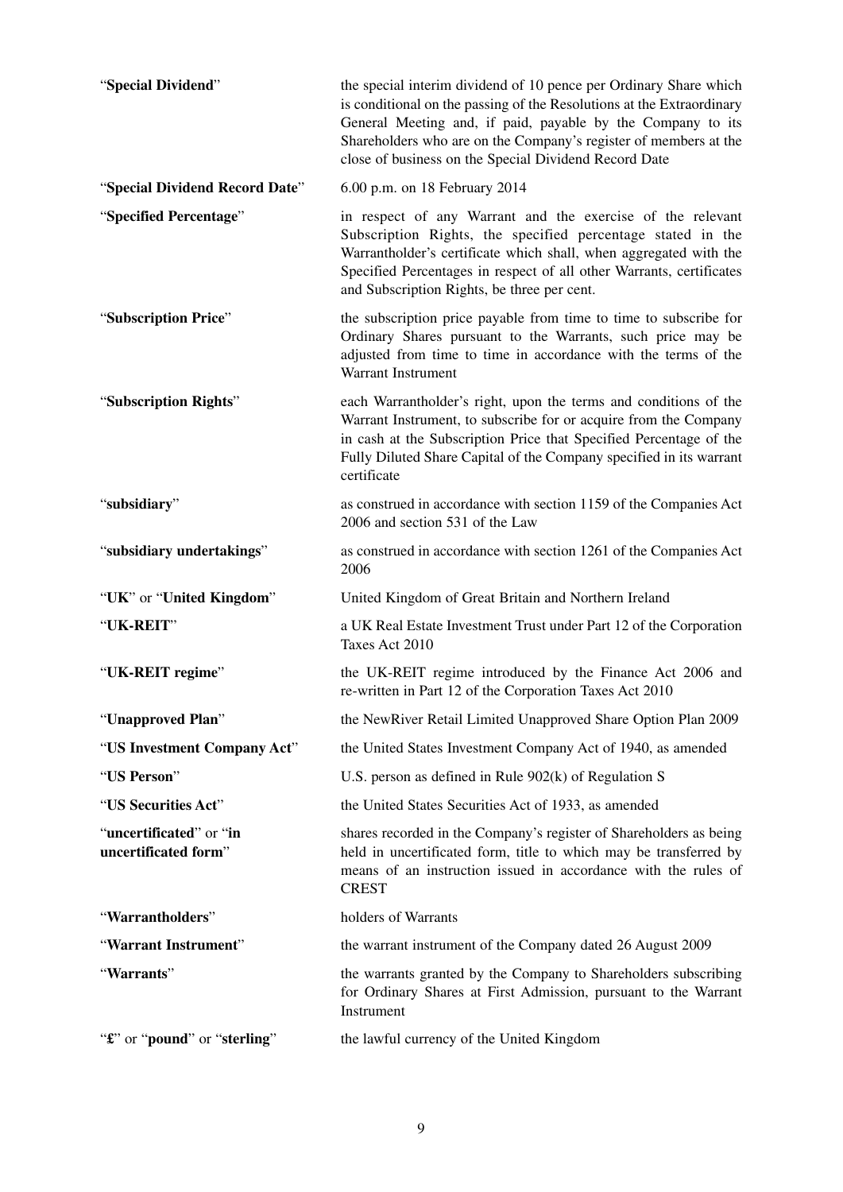| | |
|---|---|
| "**Special Dividend**" | the special interim dividend of 10 pence per Ordinary Share which is conditional on the passing of the Resolutions at the Extraordinary General Meeting and, if paid, payable by the Company to its Shareholders who are on the Company's register of members at the close of business on the Special Dividend Record Date |
| "**Special Dividend Record Date**" | 6.00 p.m. on 18 February 2014 |
| "**Specified Percentage**" | in respect of any Warrant and the exercise of the relevant Subscription Rights, the specified percentage stated in the Warrantholder's certificate which shall, when aggregated with the Specified Percentages in respect of all other Warrants, certificates and Subscription Rights, be three per cent. |
| "**Subscription Price**" | the subscription price payable from time to time to subscribe for Ordinary Shares pursuant to the Warrants, such price may be adjusted from time to time in accordance with the terms of the Warrant Instrument |
| "**Subscription Rights**" | each Warrantholder's right, upon the terms and conditions of the Warrant Instrument, to subscribe for or acquire from the Company in cash at the Subscription Price that Specified Percentage of the Fully Diluted Share Capital of the Company specified in its warrant certificate |
| "**subsidiary**" | as construed in accordance with section 1159 of the Companies Act 2006 and section 531 of the Law |
| "**subsidiary undertakings**" | as construed in accordance with section 1261 of the Companies Act 2006 |
| "**UK**" or "**United Kingdom**" | United Kingdom of Great Britain and Northern Ireland |
| "**UK-REIT**" | a UK Real Estate Investment Trust under Part 12 of the Corporation Taxes Act 2010 |
| "**UK-REIT regime**" | the UK-REIT regime introduced by the Finance Act 2006 and re-written in Part 12 of the Corporation Taxes Act 2010 |
| "**Unapproved Plan**" | the NewRiver Retail Limited Unapproved Share Option Plan 2009 |
| "**US Investment Company Act**" | the United States Investment Company Act of 1940, as amended |
| "**US Person**" | U.S. person as defined in Rule 902(k) of Regulation S |
| "**US Securities Act**" | the United States Securities Act of 1933, as amended |
| "**uncertificated**" or "**in uncertificated form**" | shares recorded in the Company's register of Shareholders as being held in uncertificated form, title to which may be transferred by means of an instruction issued in accordance with the rules of CREST |
| "**Warrantholders**" | holders of Warrants |
| "**Warrant Instrument**" | the warrant instrument of the Company dated 26 August 2009 |
| "**Warrants**" | the warrants granted by the Company to Shareholders subscribing for Ordinary Shares at First Admission, pursuant to the Warrant Instrument |
| "**£**" or "**pound**" or "**sterling**" | the lawful currency of the United Kingdom |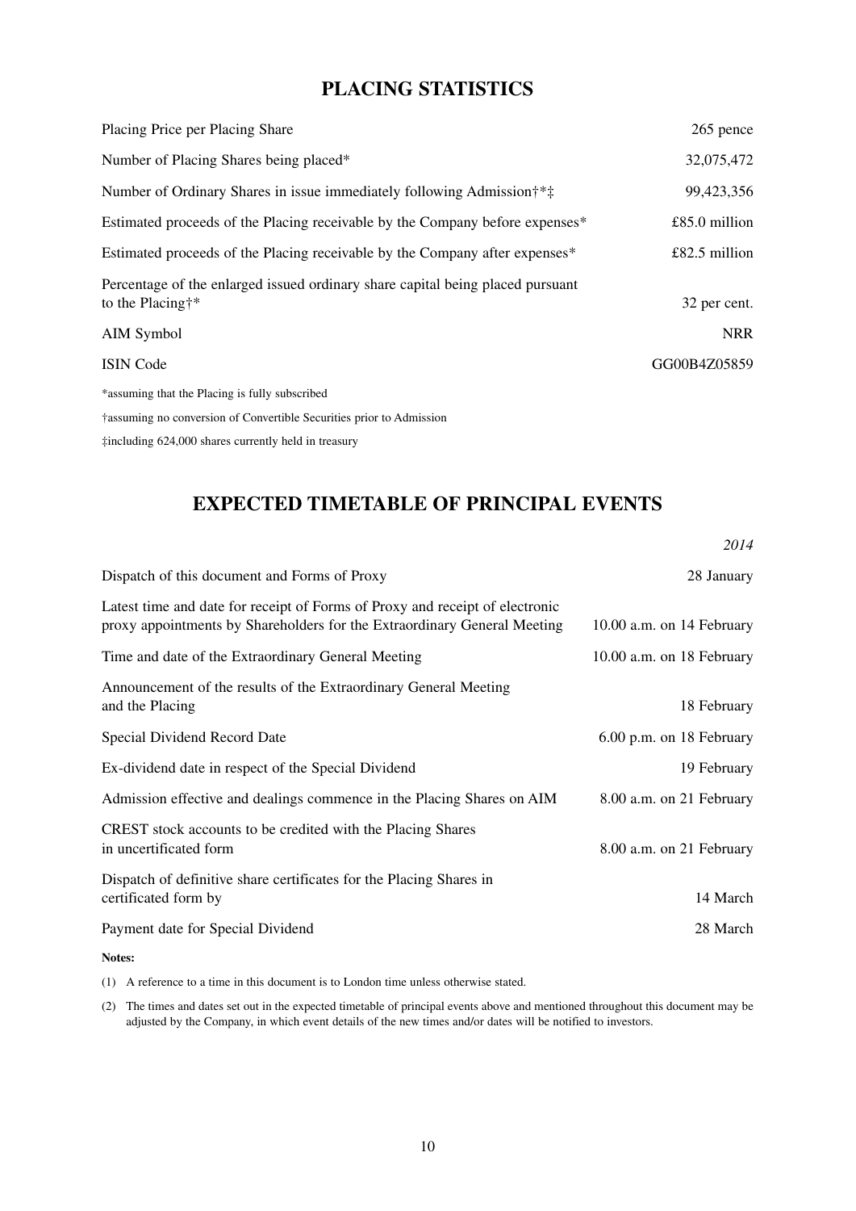## PLACING STATISTICS

| | |
|---|---|
| Placing Price per Placing Share | 265 pence |
| Number of Placing Shares being placed* | 32,075,472 |
| Number of Ordinary Shares in issue immediately following Admission†*‡ | 99,423,356 |
| Estimated proceeds of the Placing receivable by the Company before expenses* | £85.0 million |
| Estimated proceeds of the Placing receivable by the Company after expenses* | £82.5 million |
| Percentage of the enlarged issued ordinary share capital being placed pursuant to the Placing†* | 32 per cent. |
| AIM Symbol | NRR |
| ISIN Code | GG00B4Z05859 |

*assuming that the Placing is fully subscribed

†assuming no conversion of Convertible Securities prior to Admission

‡including 624,000 shares currently held in treasury

## EXPECTED TIMETABLE OF PRINCIPAL EVENTS

| | *2014* |
|---|---|
| Dispatch of this document and Forms of Proxy | 28 January |
| Latest time and date for receipt of Forms of Proxy and receipt of electronic proxy appointments by Shareholders for the Extraordinary General Meeting | 10.00 a.m. on 14 February |
| Time and date of the Extraordinary General Meeting | 10.00 a.m. on 18 February |
| Announcement of the results of the Extraordinary General Meeting and the Placing | 18 February |
| Special Dividend Record Date | 6.00 p.m. on 18 February |
| Ex-dividend date in respect of the Special Dividend | 19 February |
| Admission effective and dealings commence in the Placing Shares on AIM | 8.00 a.m. on 21 February |
| CREST stock accounts to be credited with the Placing Shares in uncertificated form | 8.00 a.m. on 21 February |
| Dispatch of definitive share certificates for the Placing Shares in certificated form by | 14 March |
| Payment date for Special Dividend | 28 March |

**Notes:**

(1) A reference to a time in this document is to London time unless otherwise stated.

(2) The times and dates set out in the expected timetable of principal events above and mentioned throughout this document may be adjusted by the Company, in which event details of the new times and/or dates will be notified to investors.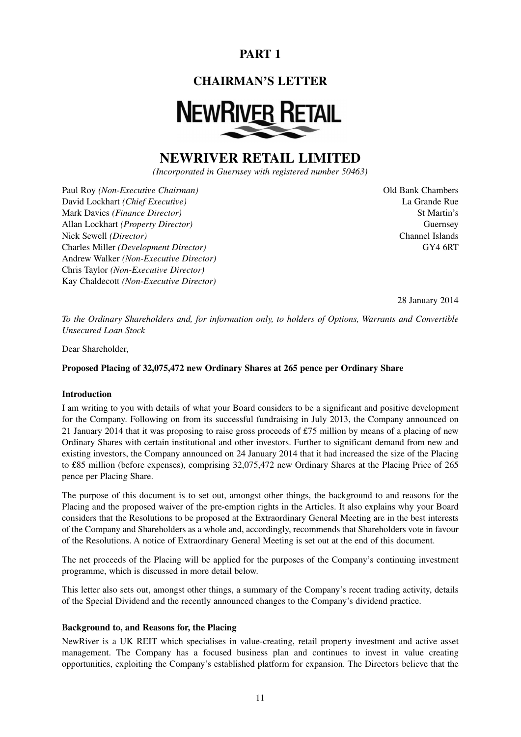# PART 1

## CHAIRMAN'S LETTER

NEWRIVER RETAIL

# NEWRIVER RETAIL LIMITED

*(Incorporated in Guernsey with registered number 50463)*

Paul Roy *(Non-Executive Chairman)*
David Lockhart *(Chief Executive)*
Mark Davies *(Finance Director)*
Allan Lockhart *(Property Director)*
Nick Sewell *(Director)*
Charles Miller *(Development Director)*
Andrew Walker *(Non-Executive Director)*
Chris Taylor *(Non-Executive Director)*
Kay Chaldecott *(Non-Executive Director)*

Old Bank Chambers
La Grande Rue
St Martin's
Guernsey
Channel Islands
GY4 6RT

28 January 2014

*To the Ordinary Shareholders and, for information only, to holders of Options, Warrants and Convertible Unsecured Loan Stock*

Dear Shareholder,

**Proposed Placing of 32,075,472 new Ordinary Shares at 265 pence per Ordinary Share**

**Introduction**

I am writing to you with details of what your Board considers to be a significant and positive development for the Company. Following on from its successful fundraising in July 2013, the Company announced on 21 January 2014 that it was proposing to raise gross proceeds of £75 million by means of a placing of new Ordinary Shares with certain institutional and other investors. Further to significant demand from new and existing investors, the Company announced on 24 January 2014 that it had increased the size of the Placing to £85 million (before expenses), comprising 32,075,472 new Ordinary Shares at the Placing Price of 265 pence per Placing Share.

The purpose of this document is to set out, amongst other things, the background to and reasons for the Placing and the proposed waiver of the pre-emption rights in the Articles. It also explains why your Board considers that the Resolutions to be proposed at the Extraordinary General Meeting are in the best interests of the Company and Shareholders as a whole and, accordingly, recommends that Shareholders vote in favour of the Resolutions. A notice of Extraordinary General Meeting is set out at the end of this document.

The net proceeds of the Placing will be applied for the purposes of the Company's continuing investment programme, which is discussed in more detail below.

This letter also sets out, amongst other things, a summary of the Company's recent trading activity, details of the Special Dividend and the recently announced changes to the Company's dividend practice.

**Background to, and Reasons for, the Placing**

NewRiver is a UK REIT which specialises in value-creating, retail property investment and active asset management. The Company has a focused business plan and continues to invest in value creating opportunities, exploiting the Company's established platform for expansion. The Directors believe that the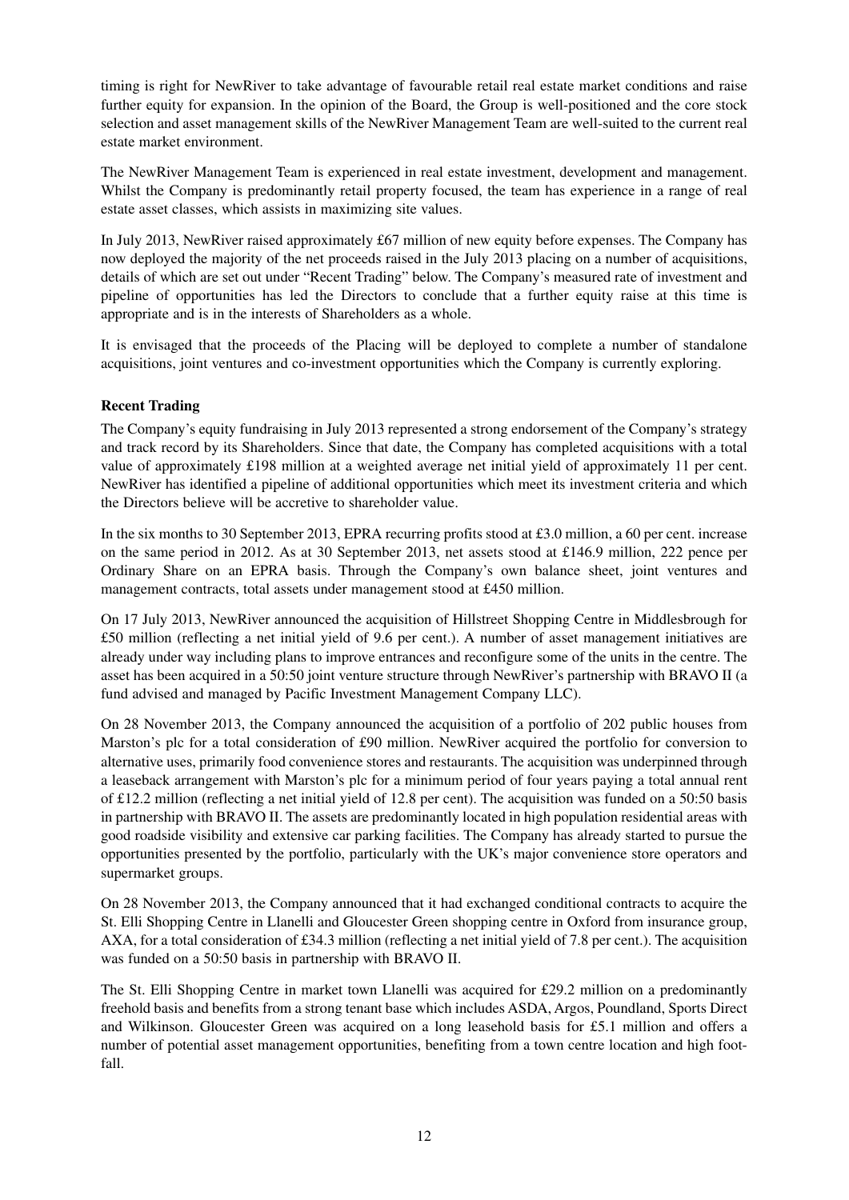timing is right for NewRiver to take advantage of favourable retail real estate market conditions and raise further equity for expansion. In the opinion of the Board, the Group is well-positioned and the core stock selection and asset management skills of the NewRiver Management Team are well-suited to the current real estate market environment.

The NewRiver Management Team is experienced in real estate investment, development and management. Whilst the Company is predominantly retail property focused, the team has experience in a range of real estate asset classes, which assists in maximizing site values.

In July 2013, NewRiver raised approximately £67 million of new equity before expenses. The Company has now deployed the majority of the net proceeds raised in the July 2013 placing on a number of acquisitions, details of which are set out under "Recent Trading" below. The Company's measured rate of investment and pipeline of opportunities has led the Directors to conclude that a further equity raise at this time is appropriate and is in the interests of Shareholders as a whole.

It is envisaged that the proceeds of the Placing will be deployed to complete a number of standalone acquisitions, joint ventures and co-investment opportunities which the Company is currently exploring.

**Recent Trading**

The Company's equity fundraising in July 2013 represented a strong endorsement of the Company's strategy and track record by its Shareholders. Since that date, the Company has completed acquisitions with a total value of approximately £198 million at a weighted average net initial yield of approximately 11 per cent. NewRiver has identified a pipeline of additional opportunities which meet its investment criteria and which the Directors believe will be accretive to shareholder value.

In the six months to 30 September 2013, EPRA recurring profits stood at £3.0 million, a 60 per cent. increase on the same period in 2012. As at 30 September 2013, net assets stood at £146.9 million, 222 pence per Ordinary Share on an EPRA basis. Through the Company's own balance sheet, joint ventures and management contracts, total assets under management stood at £450 million.

On 17 July 2013, NewRiver announced the acquisition of Hillstreet Shopping Centre in Middlesbrough for £50 million (reflecting a net initial yield of 9.6 per cent.). A number of asset management initiatives are already under way including plans to improve entrances and reconfigure some of the units in the centre. The asset has been acquired in a 50:50 joint venture structure through NewRiver's partnership with BRAVO II (a fund advised and managed by Pacific Investment Management Company LLC).

On 28 November 2013, the Company announced the acquisition of a portfolio of 202 public houses from Marston's plc for a total consideration of £90 million. NewRiver acquired the portfolio for conversion to alternative uses, primarily food convenience stores and restaurants. The acquisition was underpinned through a leaseback arrangement with Marston's plc for a minimum period of four years paying a total annual rent of £12.2 million (reflecting a net initial yield of 12.8 per cent). The acquisition was funded on a 50:50 basis in partnership with BRAVO II. The assets are predominantly located in high population residential areas with good roadside visibility and extensive car parking facilities. The Company has already started to pursue the opportunities presented by the portfolio, particularly with the UK's major convenience store operators and supermarket groups.

On 28 November 2013, the Company announced that it had exchanged conditional contracts to acquire the St. Elli Shopping Centre in Llanelli and Gloucester Green shopping centre in Oxford from insurance group, AXA, for a total consideration of £34.3 million (reflecting a net initial yield of 7.8 per cent.). The acquisition was funded on a 50:50 basis in partnership with BRAVO II.

The St. Elli Shopping Centre in market town Llanelli was acquired for £29.2 million on a predominantly freehold basis and benefits from a strong tenant base which includes ASDA, Argos, Poundland, Sports Direct and Wilkinson. Gloucester Green was acquired on a long leasehold basis for £5.1 million and offers a number of potential asset management opportunities, benefiting from a town centre location and high foot-fall.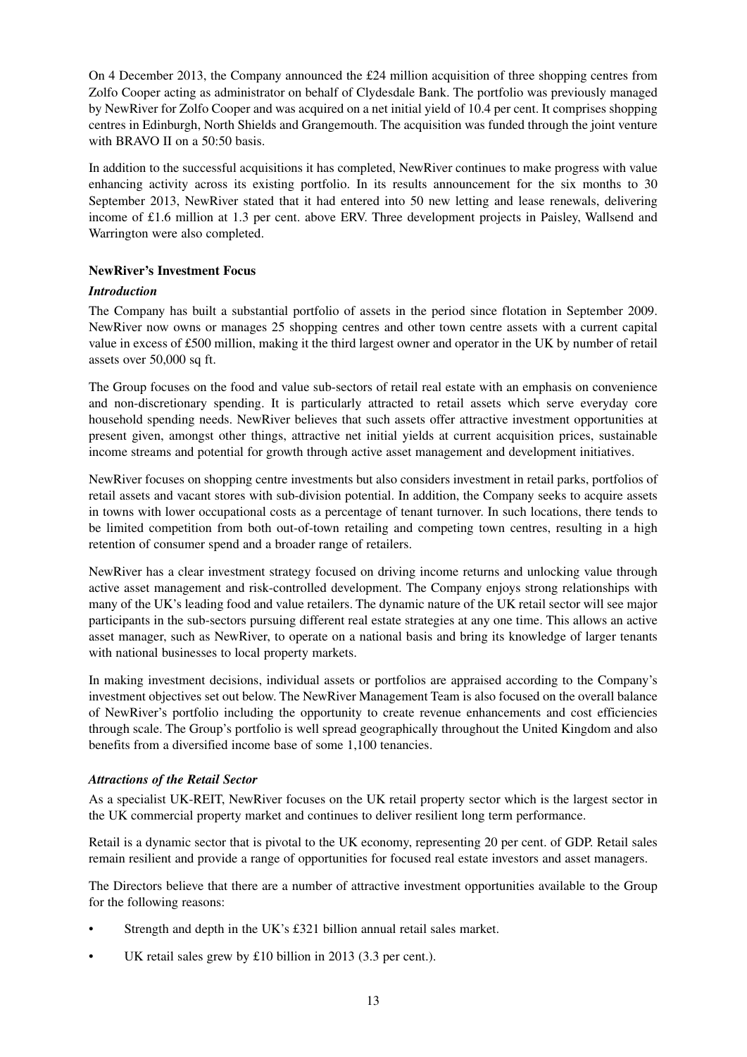On 4 December 2013, the Company announced the £24 million acquisition of three shopping centres from Zolfo Cooper acting as administrator on behalf of Clydesdale Bank. The portfolio was previously managed by NewRiver for Zolfo Cooper and was acquired on a net initial yield of 10.4 per cent. It comprises shopping centres in Edinburgh, North Shields and Grangemouth. The acquisition was funded through the joint venture with BRAVO II on a 50:50 basis.

In addition to the successful acquisitions it has completed, NewRiver continues to make progress with value enhancing activity across its existing portfolio. In its results announcement for the six months to 30 September 2013, NewRiver stated that it had entered into 50 new letting and lease renewals, delivering income of £1.6 million at 1.3 per cent. above ERV. Three development projects in Paisley, Wallsend and Warrington were also completed.

**NewRiver's Investment Focus**

***Introduction***

The Company has built a substantial portfolio of assets in the period since flotation in September 2009. NewRiver now owns or manages 25 shopping centres and other town centre assets with a current capital value in excess of £500 million, making it the third largest owner and operator in the UK by number of retail assets over 50,000 sq ft.

The Group focuses on the food and value sub-sectors of retail real estate with an emphasis on convenience and non-discretionary spending. It is particularly attracted to retail assets which serve everyday core household spending needs. NewRiver believes that such assets offer attractive investment opportunities at present given, amongst other things, attractive net initial yields at current acquisition prices, sustainable income streams and potential for growth through active asset management and development initiatives.

NewRiver focuses on shopping centre investments but also considers investment in retail parks, portfolios of retail assets and vacant stores with sub-division potential. In addition, the Company seeks to acquire assets in towns with lower occupational costs as a percentage of tenant turnover. In such locations, there tends to be limited competition from both out-of-town retailing and competing town centres, resulting in a high retention of consumer spend and a broader range of retailers.

NewRiver has a clear investment strategy focused on driving income returns and unlocking value through active asset management and risk-controlled development. The Company enjoys strong relationships with many of the UK's leading food and value retailers. The dynamic nature of the UK retail sector will see major participants in the sub-sectors pursuing different real estate strategies at any one time. This allows an active asset manager, such as NewRiver, to operate on a national basis and bring its knowledge of larger tenants with national businesses to local property markets.

In making investment decisions, individual assets or portfolios are appraised according to the Company's investment objectives set out below. The NewRiver Management Team is also focused on the overall balance of NewRiver's portfolio including the opportunity to create revenue enhancements and cost efficiencies through scale. The Group's portfolio is well spread geographically throughout the United Kingdom and also benefits from a diversified income base of some 1,100 tenancies.

***Attractions of the Retail Sector***

As a specialist UK-REIT, NewRiver focuses on the UK retail property sector which is the largest sector in the UK commercial property market and continues to deliver resilient long term performance.

Retail is a dynamic sector that is pivotal to the UK economy, representing 20 per cent. of GDP. Retail sales remain resilient and provide a range of opportunities for focused real estate investors and asset managers.

The Directors believe that there are a number of attractive investment opportunities available to the Group for the following reasons:

- Strength and depth in the UK's £321 billion annual retail sales market.
- UK retail sales grew by £10 billion in 2013 (3.3 per cent.).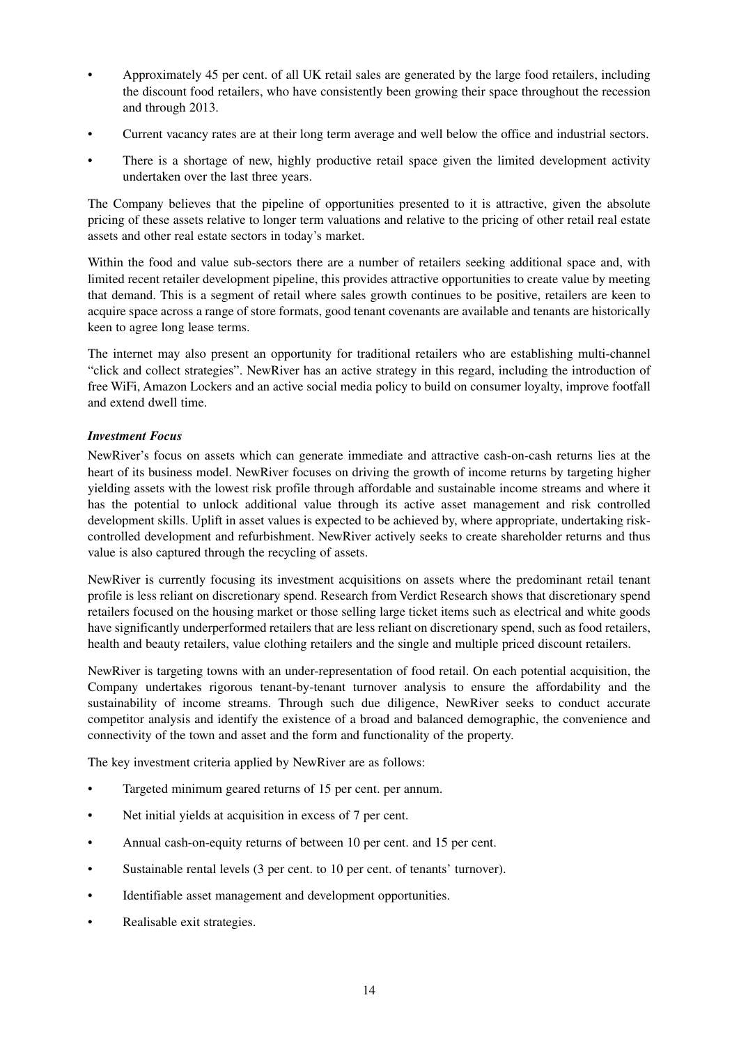- Approximately 45 per cent. of all UK retail sales are generated by the large food retailers, including the discount food retailers, who have consistently been growing their space throughout the recession and through 2013.
- Current vacancy rates are at their long term average and well below the office and industrial sectors.
- There is a shortage of new, highly productive retail space given the limited development activity undertaken over the last three years.

The Company believes that the pipeline of opportunities presented to it is attractive, given the absolute pricing of these assets relative to longer term valuations and relative to the pricing of other retail real estate assets and other real estate sectors in today's market.

Within the food and value sub-sectors there are a number of retailers seeking additional space and, with limited recent retailer development pipeline, this provides attractive opportunities to create value by meeting that demand. This is a segment of retail where sales growth continues to be positive, retailers are keen to acquire space across a range of store formats, good tenant covenants are available and tenants are historically keen to agree long lease terms.

The internet may also present an opportunity for traditional retailers who are establishing multi-channel "click and collect strategies". NewRiver has an active strategy in this regard, including the introduction of free WiFi, Amazon Lockers and an active social media policy to build on consumer loyalty, improve footfall and extend dwell time.

***Investment Focus***

NewRiver's focus on assets which can generate immediate and attractive cash-on-cash returns lies at the heart of its business model. NewRiver focuses on driving the growth of income returns by targeting higher yielding assets with the lowest risk profile through affordable and sustainable income streams and where it has the potential to unlock additional value through its active asset management and risk controlled development skills. Uplift in asset values is expected to be achieved by, where appropriate, undertaking risk-controlled development and refurbishment. NewRiver actively seeks to create shareholder returns and thus value is also captured through the recycling of assets.

NewRiver is currently focusing its investment acquisitions on assets where the predominant retail tenant profile is less reliant on discretionary spend. Research from Verdict Research shows that discretionary spend retailers focused on the housing market or those selling large ticket items such as electrical and white goods have significantly underperformed retailers that are less reliant on discretionary spend, such as food retailers, health and beauty retailers, value clothing retailers and the single and multiple priced discount retailers.

NewRiver is targeting towns with an under-representation of food retail. On each potential acquisition, the Company undertakes rigorous tenant-by-tenant turnover analysis to ensure the affordability and the sustainability of income streams. Through such due diligence, NewRiver seeks to conduct accurate competitor analysis and identify the existence of a broad and balanced demographic, the convenience and connectivity of the town and asset and the form and functionality of the property.

The key investment criteria applied by NewRiver are as follows:

- Targeted minimum geared returns of 15 per cent. per annum.
- Net initial yields at acquisition in excess of 7 per cent.
- Annual cash-on-equity returns of between 10 per cent. and 15 per cent.
- Sustainable rental levels (3 per cent. to 10 per cent. of tenants' turnover).
- Identifiable asset management and development opportunities.
- Realisable exit strategies.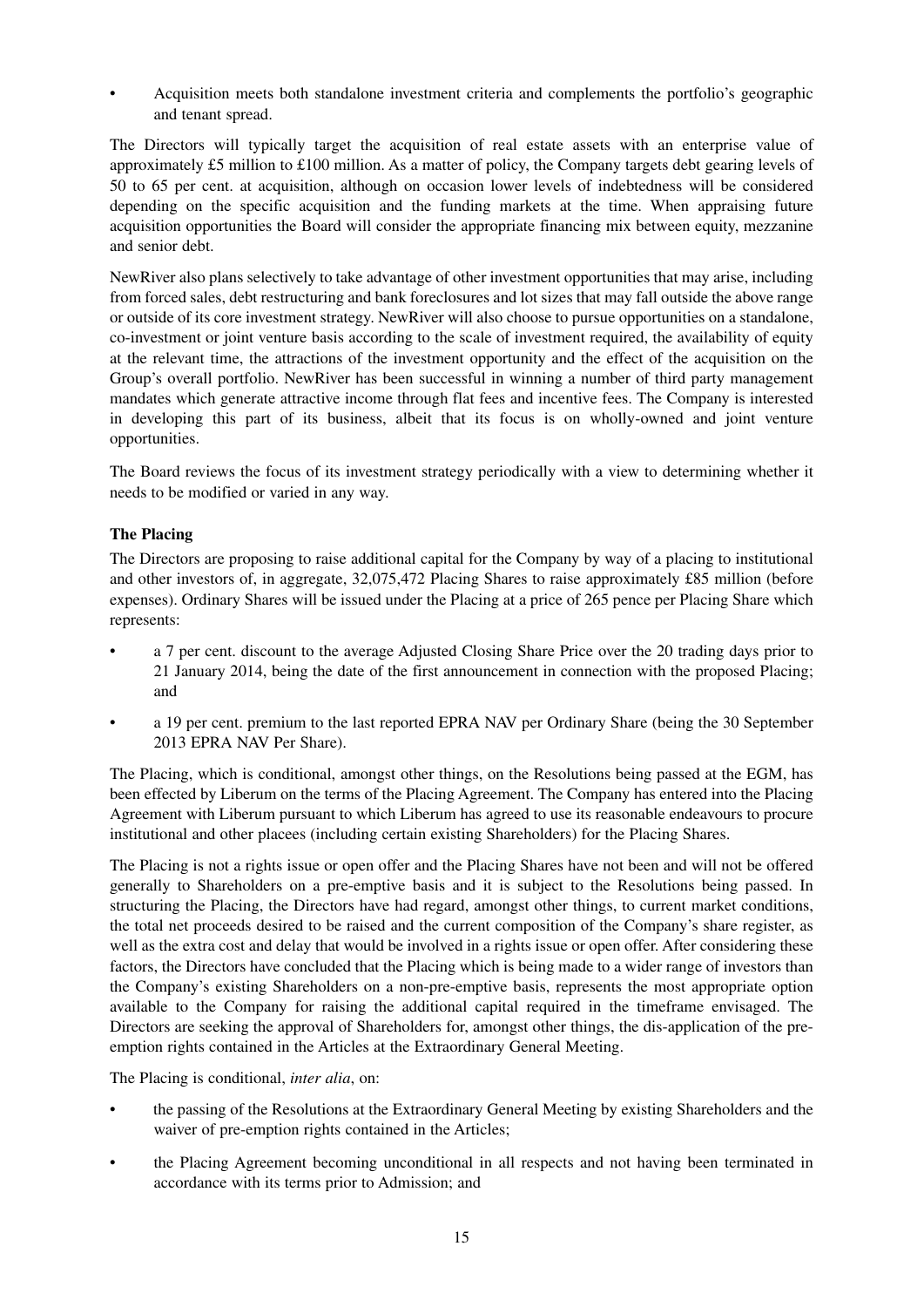- Acquisition meets both standalone investment criteria and complements the portfolio's geographic and tenant spread.

The Directors will typically target the acquisition of real estate assets with an enterprise value of approximately £5 million to £100 million. As a matter of policy, the Company targets debt gearing levels of 50 to 65 per cent. at acquisition, although on occasion lower levels of indebtedness will be considered depending on the specific acquisition and the funding markets at the time. When appraising future acquisition opportunities the Board will consider the appropriate financing mix between equity, mezzanine and senior debt.

NewRiver also plans selectively to take advantage of other investment opportunities that may arise, including from forced sales, debt restructuring and bank foreclosures and lot sizes that may fall outside the above range or outside of its core investment strategy. NewRiver will also choose to pursue opportunities on a standalone, co-investment or joint venture basis according to the scale of investment required, the availability of equity at the relevant time, the attractions of the investment opportunity and the effect of the acquisition on the Group's overall portfolio. NewRiver has been successful in winning a number of third party management mandates which generate attractive income through flat fees and incentive fees. The Company is interested in developing this part of its business, albeit that its focus is on wholly-owned and joint venture opportunities.

The Board reviews the focus of its investment strategy periodically with a view to determining whether it needs to be modified or varied in any way.

**The Placing**

The Directors are proposing to raise additional capital for the Company by way of a placing to institutional and other investors of, in aggregate, 32,075,472 Placing Shares to raise approximately £85 million (before expenses). Ordinary Shares will be issued under the Placing at a price of 265 pence per Placing Share which represents:

- a 7 per cent. discount to the average Adjusted Closing Share Price over the 20 trading days prior to 21 January 2014, being the date of the first announcement in connection with the proposed Placing; and
- a 19 per cent. premium to the last reported EPRA NAV per Ordinary Share (being the 30 September 2013 EPRA NAV Per Share).

The Placing, which is conditional, amongst other things, on the Resolutions being passed at the EGM, has been effected by Liberum on the terms of the Placing Agreement. The Company has entered into the Placing Agreement with Liberum pursuant to which Liberum has agreed to use its reasonable endeavours to procure institutional and other placees (including certain existing Shareholders) for the Placing Shares.

The Placing is not a rights issue or open offer and the Placing Shares have not been and will not be offered generally to Shareholders on a pre-emptive basis and it is subject to the Resolutions being passed. In structuring the Placing, the Directors have had regard, amongst other things, to current market conditions, the total net proceeds desired to be raised and the current composition of the Company's share register, as well as the extra cost and delay that would be involved in a rights issue or open offer. After considering these factors, the Directors have concluded that the Placing which is being made to a wider range of investors than the Company's existing Shareholders on a non-pre-emptive basis, represents the most appropriate option available to the Company for raising the additional capital required in the timeframe envisaged. The Directors are seeking the approval of Shareholders for, amongst other things, the dis-application of the pre-emption rights contained in the Articles at the Extraordinary General Meeting.

The Placing is conditional, *inter alia*, on:

- the passing of the Resolutions at the Extraordinary General Meeting by existing Shareholders and the waiver of pre-emption rights contained in the Articles;
- the Placing Agreement becoming unconditional in all respects and not having been terminated in accordance with its terms prior to Admission; and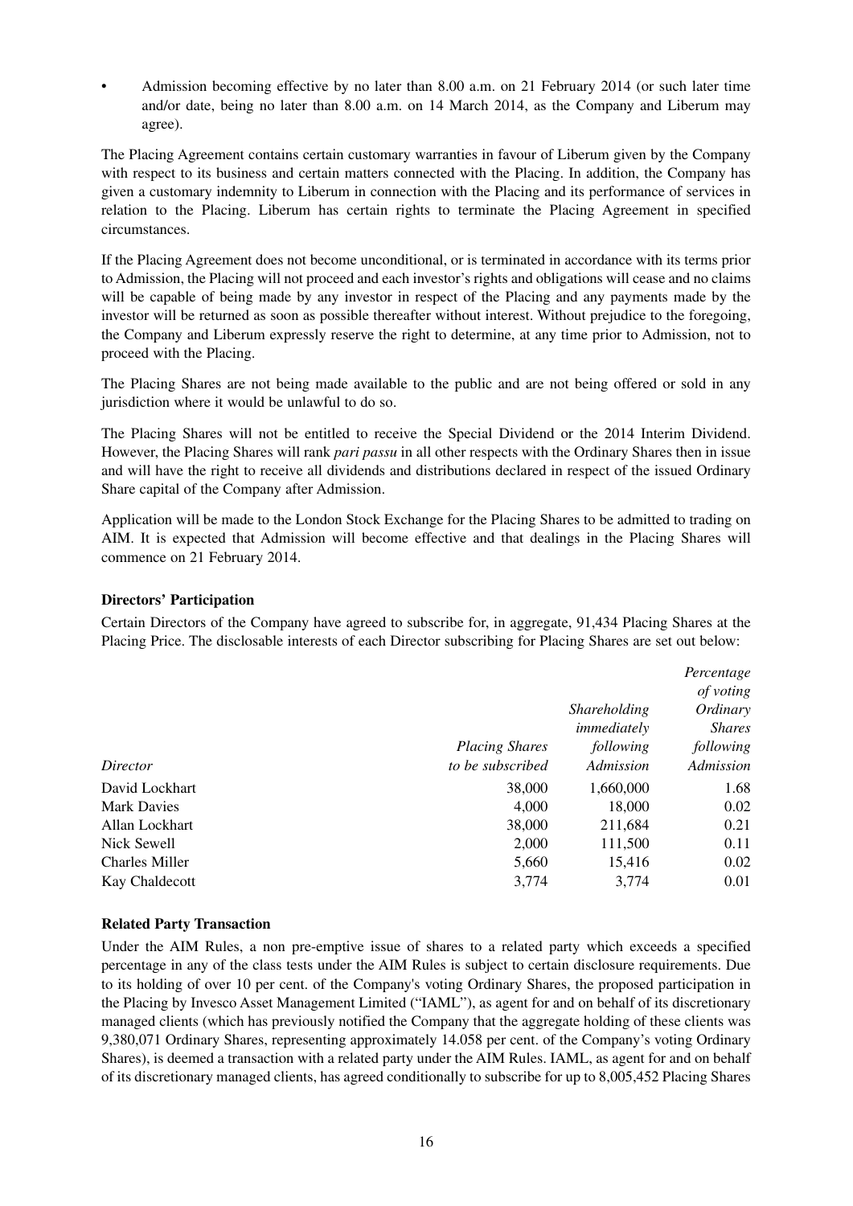- Admission becoming effective by no later than 8.00 a.m. on 21 February 2014 (or such later time and/or date, being no later than 8.00 a.m. on 14 March 2014, as the Company and Liberum may agree).

The Placing Agreement contains certain customary warranties in favour of Liberum given by the Company with respect to its business and certain matters connected with the Placing. In addition, the Company has given a customary indemnity to Liberum in connection with the Placing and its performance of services in relation to the Placing. Liberum has certain rights to terminate the Placing Agreement in specified circumstances.

If the Placing Agreement does not become unconditional, or is terminated in accordance with its terms prior to Admission, the Placing will not proceed and each investor's rights and obligations will cease and no claims will be capable of being made by any investor in respect of the Placing and any payments made by the investor will be returned as soon as possible thereafter without interest. Without prejudice to the foregoing, the Company and Liberum expressly reserve the right to determine, at any time prior to Admission, not to proceed with the Placing.

The Placing Shares are not being made available to the public and are not being offered or sold in any jurisdiction where it would be unlawful to do so.

The Placing Shares will not be entitled to receive the Special Dividend or the 2014 Interim Dividend. However, the Placing Shares will rank *pari passu* in all other respects with the Ordinary Shares then in issue and will have the right to receive all dividends and distributions declared in respect of the issued Ordinary Share capital of the Company after Admission.

Application will be made to the London Stock Exchange for the Placing Shares to be admitted to trading on AIM. It is expected that Admission will become effective and that dealings in the Placing Shares will commence on 21 February 2014.

**Directors' Participation**

Certain Directors of the Company have agreed to subscribe for, in aggregate, 91,434 Placing Shares at the Placing Price. The disclosable interests of each Director subscribing for Placing Shares are set out below:

| *Director* | *Placing Shares to be subscribed* | *Shareholding immediately following Admission* | *Percentage of voting Ordinary Shares following Admission* |
|---|---|---|---|
| David Lockhart | 38,000 | 1,660,000 | 1.68 |
| Mark Davies | 4,000 | 18,000 | 0.02 |
| Allan Lockhart | 38,000 | 211,684 | 0.21 |
| Nick Sewell | 2,000 | 111,500 | 0.11 |
| Charles Miller | 5,660 | 15,416 | 0.02 |
| Kay Chaldecott | 3,774 | 3,774 | 0.01 |

**Related Party Transaction**

Under the AIM Rules, a non pre-emptive issue of shares to a related party which exceeds a specified percentage in any of the class tests under the AIM Rules is subject to certain disclosure requirements. Due to its holding of over 10 per cent. of the Company's voting Ordinary Shares, the proposed participation in the Placing by Invesco Asset Management Limited ("IAML"), as agent for and on behalf of its discretionary managed clients (which has previously notified the Company that the aggregate holding of these clients was 9,380,071 Ordinary Shares, representing approximately 14.058 per cent. of the Company's voting Ordinary Shares), is deemed a transaction with a related party under the AIM Rules. IAML, as agent for and on behalf of its discretionary managed clients, has agreed conditionally to subscribe for up to 8,005,452 Placing Shares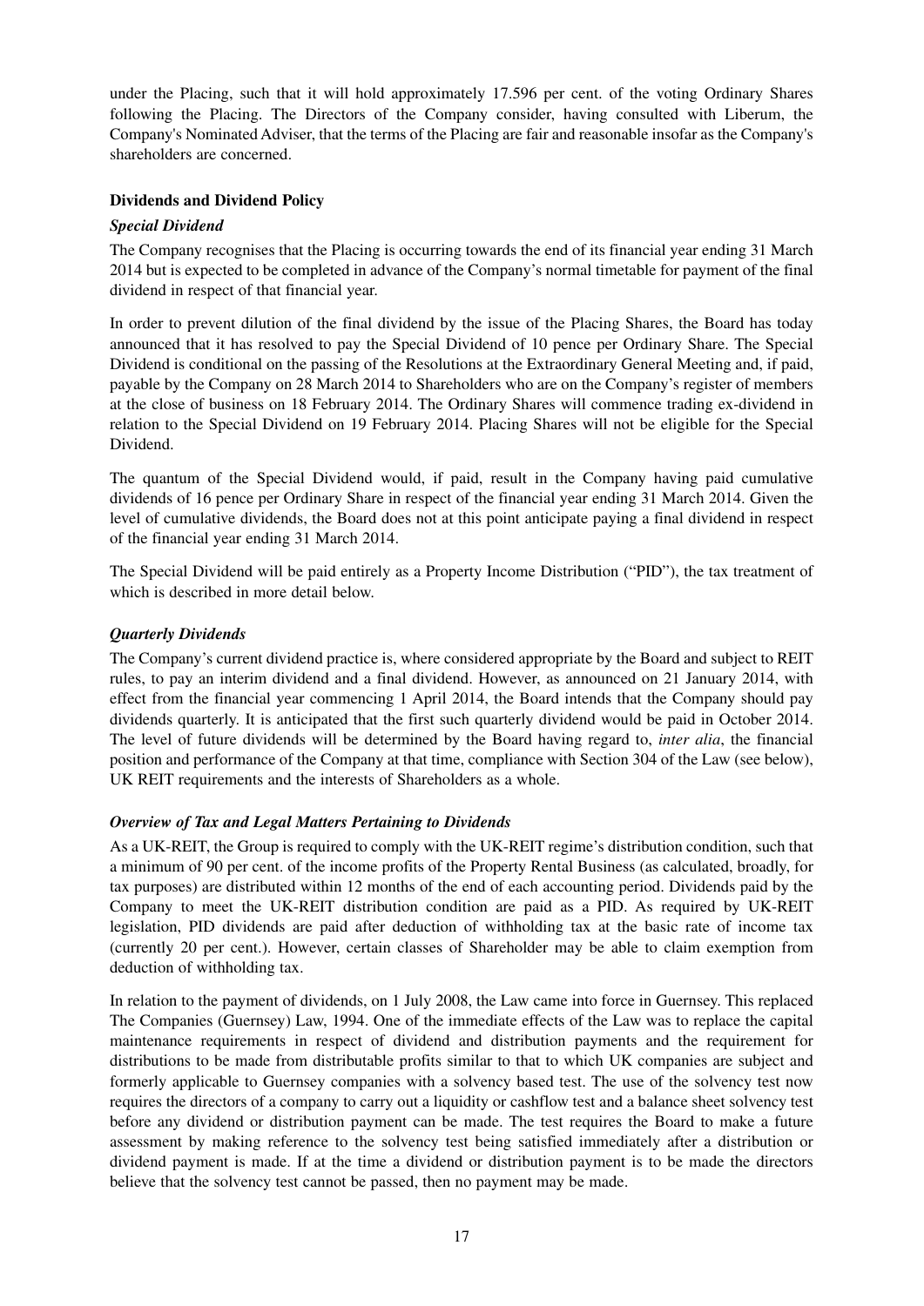under the Placing, such that it will hold approximately 17.596 per cent. of the voting Ordinary Shares following the Placing. The Directors of the Company consider, having consulted with Liberum, the Company's Nominated Adviser, that the terms of the Placing are fair and reasonable insofar as the Company's shareholders are concerned.

**Dividends and Dividend Policy**

***Special Dividend***

The Company recognises that the Placing is occurring towards the end of its financial year ending 31 March 2014 but is expected to be completed in advance of the Company's normal timetable for payment of the final dividend in respect of that financial year.

In order to prevent dilution of the final dividend by the issue of the Placing Shares, the Board has today announced that it has resolved to pay the Special Dividend of 10 pence per Ordinary Share. The Special Dividend is conditional on the passing of the Resolutions at the Extraordinary General Meeting and, if paid, payable by the Company on 28 March 2014 to Shareholders who are on the Company's register of members at the close of business on 18 February 2014. The Ordinary Shares will commence trading ex-dividend in relation to the Special Dividend on 19 February 2014. Placing Shares will not be eligible for the Special Dividend.

The quantum of the Special Dividend would, if paid, result in the Company having paid cumulative dividends of 16 pence per Ordinary Share in respect of the financial year ending 31 March 2014. Given the level of cumulative dividends, the Board does not at this point anticipate paying a final dividend in respect of the financial year ending 31 March 2014.

The Special Dividend will be paid entirely as a Property Income Distribution ("PID"), the tax treatment of which is described in more detail below.

***Quarterly Dividends***

The Company's current dividend practice is, where considered appropriate by the Board and subject to REIT rules, to pay an interim dividend and a final dividend. However, as announced on 21 January 2014, with effect from the financial year commencing 1 April 2014, the Board intends that the Company should pay dividends quarterly. It is anticipated that the first such quarterly dividend would be paid in October 2014. The level of future dividends will be determined by the Board having regard to, *inter alia*, the financial position and performance of the Company at that time, compliance with Section 304 of the Law (see below), UK REIT requirements and the interests of Shareholders as a whole.

***Overview of Tax and Legal Matters Pertaining to Dividends***

As a UK-REIT, the Group is required to comply with the UK-REIT regime's distribution condition, such that a minimum of 90 per cent. of the income profits of the Property Rental Business (as calculated, broadly, for tax purposes) are distributed within 12 months of the end of each accounting period. Dividends paid by the Company to meet the UK-REIT distribution condition are paid as a PID. As required by UK-REIT legislation, PID dividends are paid after deduction of withholding tax at the basic rate of income tax (currently 20 per cent.). However, certain classes of Shareholder may be able to claim exemption from deduction of withholding tax.

In relation to the payment of dividends, on 1 July 2008, the Law came into force in Guernsey. This replaced The Companies (Guernsey) Law, 1994. One of the immediate effects of the Law was to replace the capital maintenance requirements in respect of dividend and distribution payments and the requirement for distributions to be made from distributable profits similar to that to which UK companies are subject and formerly applicable to Guernsey companies with a solvency based test. The use of the solvency test now requires the directors of a company to carry out a liquidity or cashflow test and a balance sheet solvency test before any dividend or distribution payment can be made. The test requires the Board to make a future assessment by making reference to the solvency test being satisfied immediately after a distribution or dividend payment is made. If at the time a dividend or distribution payment is to be made the directors believe that the solvency test cannot be passed, then no payment may be made.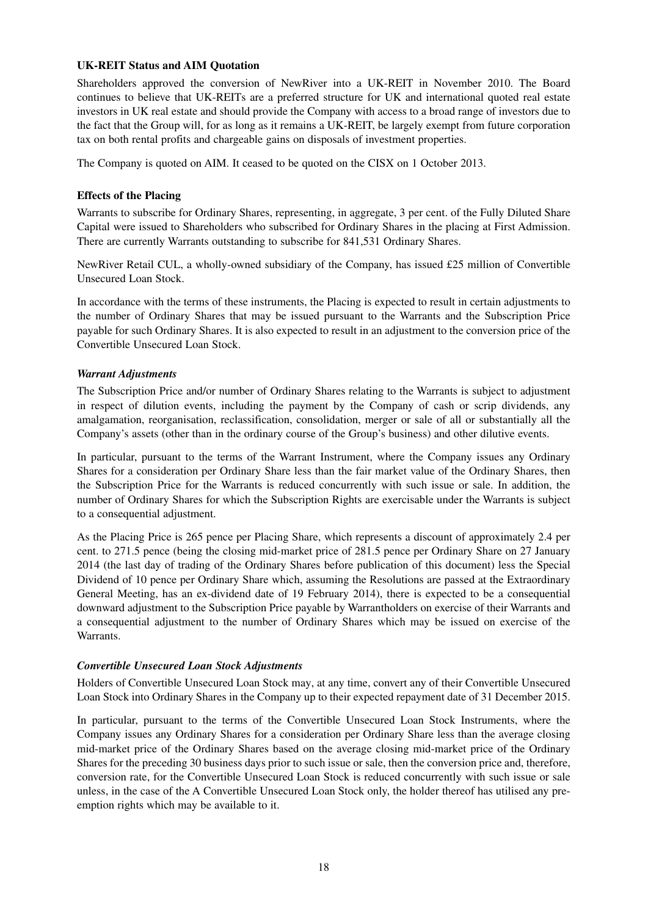### UK-REIT Status and AIM Quotation

Shareholders approved the conversion of NewRiver into a UK-REIT in November 2010. The Board continues to believe that UK-REITs are a preferred structure for UK and international quoted real estate investors in UK real estate and should provide the Company with access to a broad range of investors due to the fact that the Group will, for as long as it remains a UK-REIT, be largely exempt from future corporation tax on both rental profits and chargeable gains on disposals of investment properties.

The Company is quoted on AIM. It ceased to be quoted on the CISX on 1 October 2013.

### Effects of the Placing

Warrants to subscribe for Ordinary Shares, representing, in aggregate, 3 per cent. of the Fully Diluted Share Capital were issued to Shareholders who subscribed for Ordinary Shares in the placing at First Admission. There are currently Warrants outstanding to subscribe for 841,531 Ordinary Shares.

NewRiver Retail CUL, a wholly-owned subsidiary of the Company, has issued £25 million of Convertible Unsecured Loan Stock.

In accordance with the terms of these instruments, the Placing is expected to result in certain adjustments to the number of Ordinary Shares that may be issued pursuant to the Warrants and the Subscription Price payable for such Ordinary Shares. It is also expected to result in an adjustment to the conversion price of the Convertible Unsecured Loan Stock.

#### *Warrant Adjustments*

The Subscription Price and/or number of Ordinary Shares relating to the Warrants is subject to adjustment in respect of dilution events, including the payment by the Company of cash or scrip dividends, any amalgamation, reorganisation, reclassification, consolidation, merger or sale of all or substantially all the Company's assets (other than in the ordinary course of the Group's business) and other dilutive events.

In particular, pursuant to the terms of the Warrant Instrument, where the Company issues any Ordinary Shares for a consideration per Ordinary Share less than the fair market value of the Ordinary Shares, then the Subscription Price for the Warrants is reduced concurrently with such issue or sale. In addition, the number of Ordinary Shares for which the Subscription Rights are exercisable under the Warrants is subject to a consequential adjustment.

As the Placing Price is 265 pence per Placing Share, which represents a discount of approximately 2.4 per cent. to 271.5 pence (being the closing mid-market price of 281.5 pence per Ordinary Share on 27 January 2014 (the last day of trading of the Ordinary Shares before publication of this document) less the Special Dividend of 10 pence per Ordinary Share which, assuming the Resolutions are passed at the Extraordinary General Meeting, has an ex-dividend date of 19 February 2014), there is expected to be a consequential downward adjustment to the Subscription Price payable by Warrantholders on exercise of their Warrants and a consequential adjustment to the number of Ordinary Shares which may be issued on exercise of the Warrants.

#### *Convertible Unsecured Loan Stock Adjustments*

Holders of Convertible Unsecured Loan Stock may, at any time, convert any of their Convertible Unsecured Loan Stock into Ordinary Shares in the Company up to their expected repayment date of 31 December 2015.

In particular, pursuant to the terms of the Convertible Unsecured Loan Stock Instruments, where the Company issues any Ordinary Shares for a consideration per Ordinary Share less than the average closing mid-market price of the Ordinary Shares based on the average closing mid-market price of the Ordinary Shares for the preceding 30 business days prior to such issue or sale, then the conversion price and, therefore, conversion rate, for the Convertible Unsecured Loan Stock is reduced concurrently with such issue or sale unless, in the case of the A Convertible Unsecured Loan Stock only, the holder thereof has utilised any pre-emption rights which may be available to it.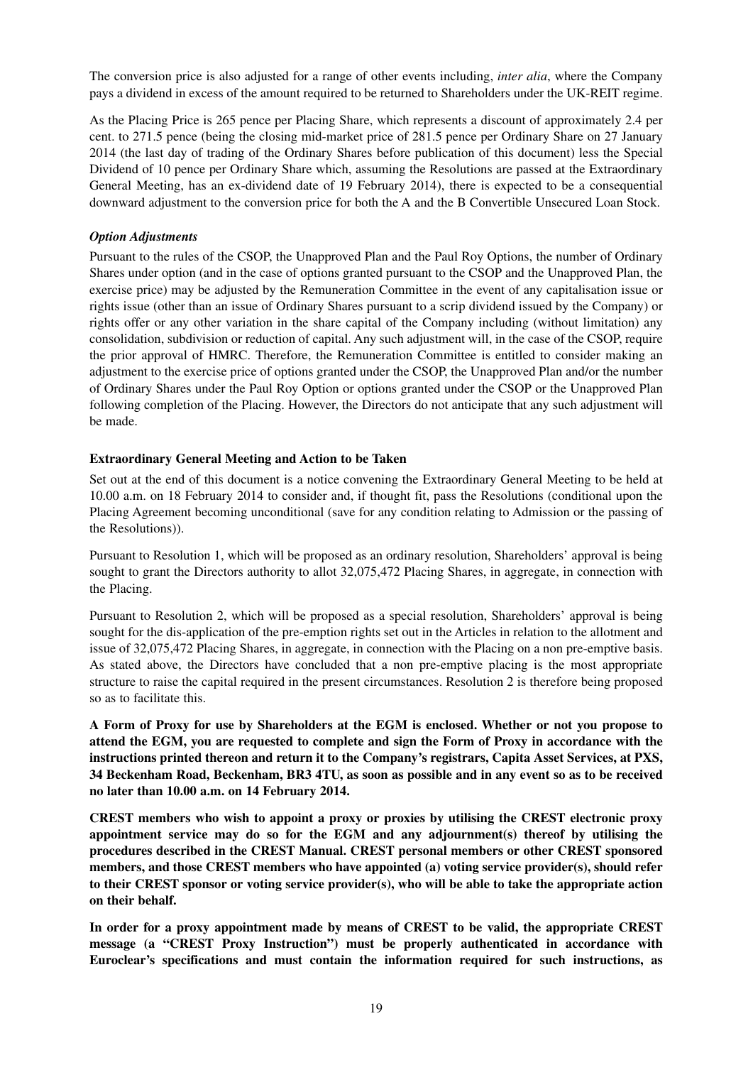The conversion price is also adjusted for a range of other events including, *inter alia*, where the Company pays a dividend in excess of the amount required to be returned to Shareholders under the UK-REIT regime.

As the Placing Price is 265 pence per Placing Share, which represents a discount of approximately 2.4 per cent. to 271.5 pence (being the closing mid-market price of 281.5 pence per Ordinary Share on 27 January 2014 (the last day of trading of the Ordinary Shares before publication of this document) less the Special Dividend of 10 pence per Ordinary Share which, assuming the Resolutions are passed at the Extraordinary General Meeting, has an ex-dividend date of 19 February 2014), there is expected to be a consequential downward adjustment to the conversion price for both the A and the B Convertible Unsecured Loan Stock.

***Option Adjustments***

Pursuant to the rules of the CSOP, the Unapproved Plan and the Paul Roy Options, the number of Ordinary Shares under option (and in the case of options granted pursuant to the CSOP and the Unapproved Plan, the exercise price) may be adjusted by the Remuneration Committee in the event of any capitalisation issue or rights issue (other than an issue of Ordinary Shares pursuant to a scrip dividend issued by the Company) or rights offer or any other variation in the share capital of the Company including (without limitation) any consolidation, subdivision or reduction of capital. Any such adjustment will, in the case of the CSOP, require the prior approval of HMRC. Therefore, the Remuneration Committee is entitled to consider making an adjustment to the exercise price of options granted under the CSOP, the Unapproved Plan and/or the number of Ordinary Shares under the Paul Roy Option or options granted under the CSOP or the Unapproved Plan following completion of the Placing. However, the Directors do not anticipate that any such adjustment will be made.

**Extraordinary General Meeting and Action to be Taken**

Set out at the end of this document is a notice convening the Extraordinary General Meeting to be held at 10.00 a.m. on 18 February 2014 to consider and, if thought fit, pass the Resolutions (conditional upon the Placing Agreement becoming unconditional (save for any condition relating to Admission or the passing of the Resolutions)).

Pursuant to Resolution 1, which will be proposed as an ordinary resolution, Shareholders' approval is being sought to grant the Directors authority to allot 32,075,472 Placing Shares, in aggregate, in connection with the Placing.

Pursuant to Resolution 2, which will be proposed as a special resolution, Shareholders' approval is being sought for the dis-application of the pre-emption rights set out in the Articles in relation to the allotment and issue of 32,075,472 Placing Shares, in aggregate, in connection with the Placing on a non pre-emptive basis. As stated above, the Directors have concluded that a non pre-emptive placing is the most appropriate structure to raise the capital required in the present circumstances. Resolution 2 is therefore being proposed so as to facilitate this.

**A Form of Proxy for use by Shareholders at the EGM is enclosed. Whether or not you propose to attend the EGM, you are requested to complete and sign the Form of Proxy in accordance with the instructions printed thereon and return it to the Company's registrars, Capita Asset Services, at PXS, 34 Beckenham Road, Beckenham, BR3 4TU, as soon as possible and in any event so as to be received no later than 10.00 a.m. on 14 February 2014.**

**CREST members who wish to appoint a proxy or proxies by utilising the CREST electronic proxy appointment service may do so for the EGM and any adjournment(s) thereof by utilising the procedures described in the CREST Manual. CREST personal members or other CREST sponsored members, and those CREST members who have appointed (a) voting service provider(s), should refer to their CREST sponsor or voting service provider(s), who will be able to take the appropriate action on their behalf.**

**In order for a proxy appointment made by means of CREST to be valid, the appropriate CREST message (a "CREST Proxy Instruction") must be properly authenticated in accordance with Euroclear's specifications and must contain the information required for such instructions, as**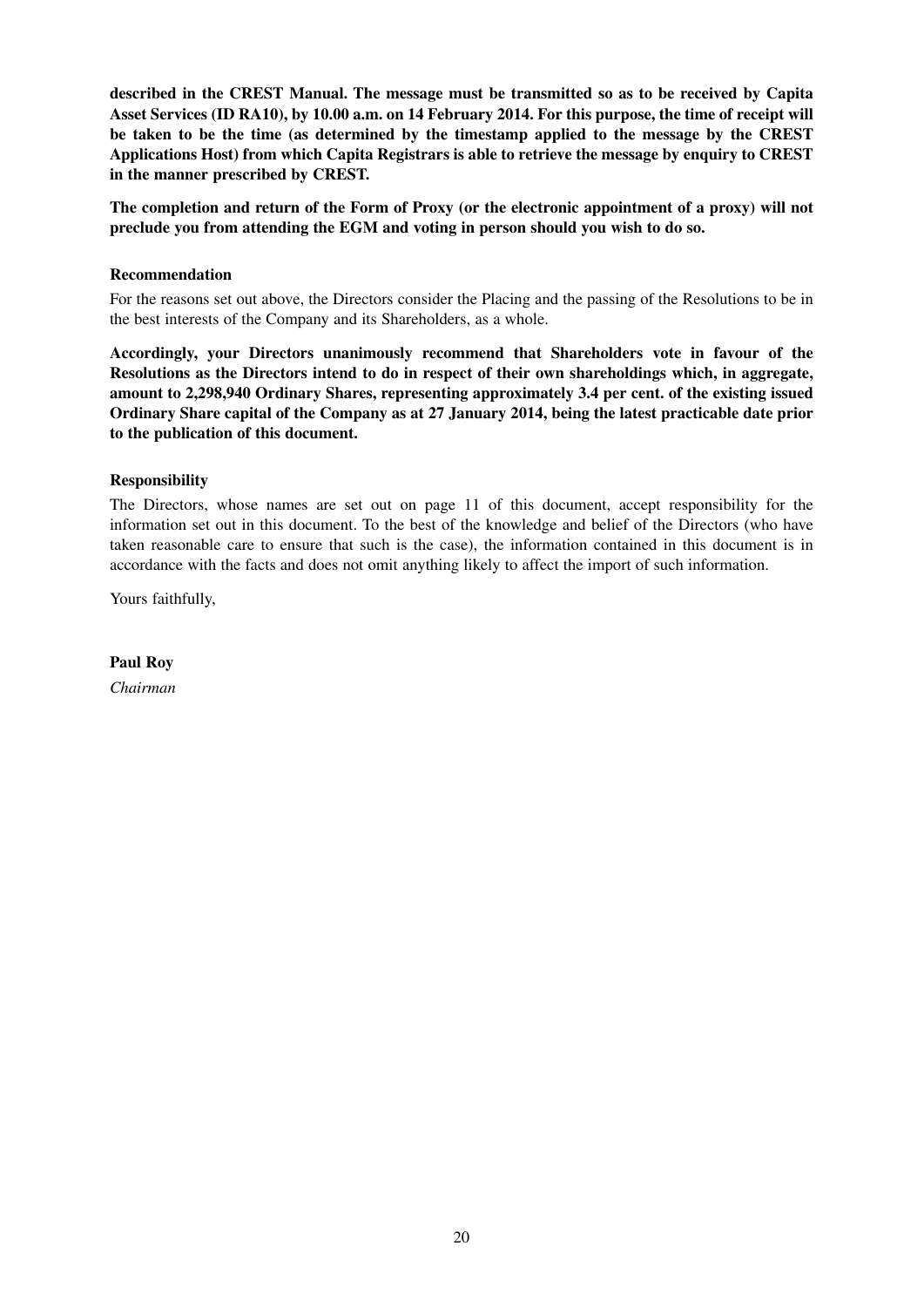**described in the CREST Manual. The message must be transmitted so as to be received by Capita Asset Services (ID RA10), by 10.00 a.m. on 14 February 2014. For this purpose, the time of receipt will be taken to be the time (as determined by the timestamp applied to the message by the CREST Applications Host) from which Capita Registrars is able to retrieve the message by enquiry to CREST in the manner prescribed by CREST.**

**The completion and return of the Form of Proxy (or the electronic appointment of a proxy) will not preclude you from attending the EGM and voting in person should you wish to do so.**

**Recommendation**

For the reasons set out above, the Directors consider the Placing and the passing of the Resolutions to be in the best interests of the Company and its Shareholders, as a whole.

**Accordingly, your Directors unanimously recommend that Shareholders vote in favour of the Resolutions as the Directors intend to do in respect of their own shareholdings which, in aggregate, amount to 2,298,940 Ordinary Shares, representing approximately 3.4 per cent. of the existing issued Ordinary Share capital of the Company as at 27 January 2014, being the latest practicable date prior to the publication of this document.**

**Responsibility**

The Directors, whose names are set out on page 11 of this document, accept responsibility for the information set out in this document. To the best of the knowledge and belief of the Directors (who have taken reasonable care to ensure that such is the case), the information contained in this document is in accordance with the facts and does not omit anything likely to affect the import of such information.

Yours faithfully,

**Paul Roy**
*Chairman*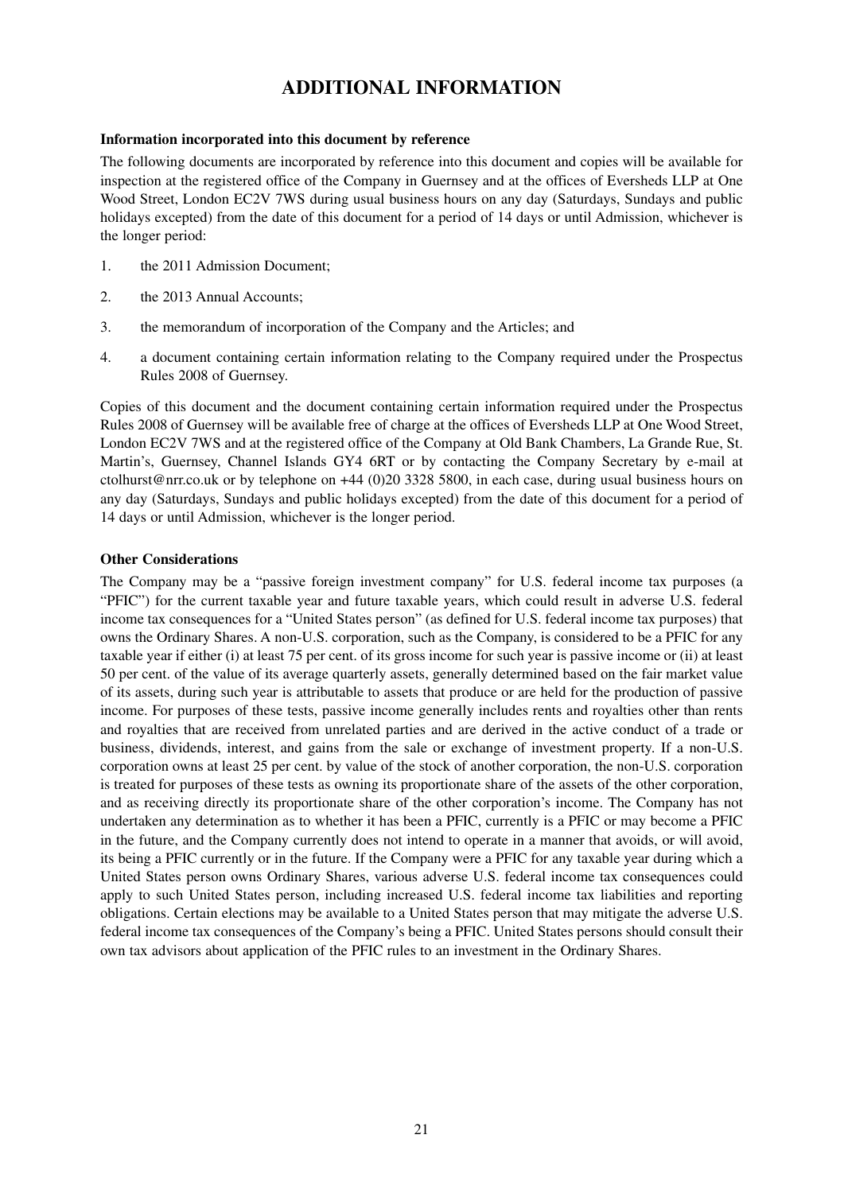# ADDITIONAL INFORMATION

**Information incorporated into this document by reference**

The following documents are incorporated by reference into this document and copies will be available for inspection at the registered office of the Company in Guernsey and at the offices of Eversheds LLP at One Wood Street, London EC2V 7WS during usual business hours on any day (Saturdays, Sundays and public holidays excepted) from the date of this document for a period of 14 days or until Admission, whichever is the longer period:

1. the 2011 Admission Document;
2. the 2013 Annual Accounts;
3. the memorandum of incorporation of the Company and the Articles; and
4. a document containing certain information relating to the Company required under the Prospectus Rules 2008 of Guernsey.

Copies of this document and the document containing certain information required under the Prospectus Rules 2008 of Guernsey will be available free of charge at the offices of Eversheds LLP at One Wood Street, London EC2V 7WS and at the registered office of the Company at Old Bank Chambers, La Grande Rue, St. Martin's, Guernsey, Channel Islands GY4 6RT or by contacting the Company Secretary by e-mail at ctolhurst@nrr.co.uk or by telephone on +44 (0)20 3328 5800, in each case, during usual business hours on any day (Saturdays, Sundays and public holidays excepted) from the date of this document for a period of 14 days or until Admission, whichever is the longer period.

**Other Considerations**

The Company may be a "passive foreign investment company" for U.S. federal income tax purposes (a "PFIC") for the current taxable year and future taxable years, which could result in adverse U.S. federal income tax consequences for a "United States person" (as defined for U.S. federal income tax purposes) that owns the Ordinary Shares. A non-U.S. corporation, such as the Company, is considered to be a PFIC for any taxable year if either (i) at least 75 per cent. of its gross income for such year is passive income or (ii) at least 50 per cent. of the value of its average quarterly assets, generally determined based on the fair market value of its assets, during such year is attributable to assets that produce or are held for the production of passive income. For purposes of these tests, passive income generally includes rents and royalties other than rents and royalties that are received from unrelated parties and are derived in the active conduct of a trade or business, dividends, interest, and gains from the sale or exchange of investment property. If a non-U.S. corporation owns at least 25 per cent. by value of the stock of another corporation, the non-U.S. corporation is treated for purposes of these tests as owning its proportionate share of the assets of the other corporation, and as receiving directly its proportionate share of the other corporation's income. The Company has not undertaken any determination as to whether it has been a PFIC, currently is a PFIC or may become a PFIC in the future, and the Company currently does not intend to operate in a manner that avoids, or will avoid, its being a PFIC currently or in the future. If the Company were a PFIC for any taxable year during which a United States person owns Ordinary Shares, various adverse U.S. federal income tax consequences could apply to such United States person, including increased U.S. federal income tax liabilities and reporting obligations. Certain elections may be available to a United States person that may mitigate the adverse U.S. federal income tax consequences of the Company's being a PFIC. United States persons should consult their own tax advisors about application of the PFIC rules to an investment in the Ordinary Shares.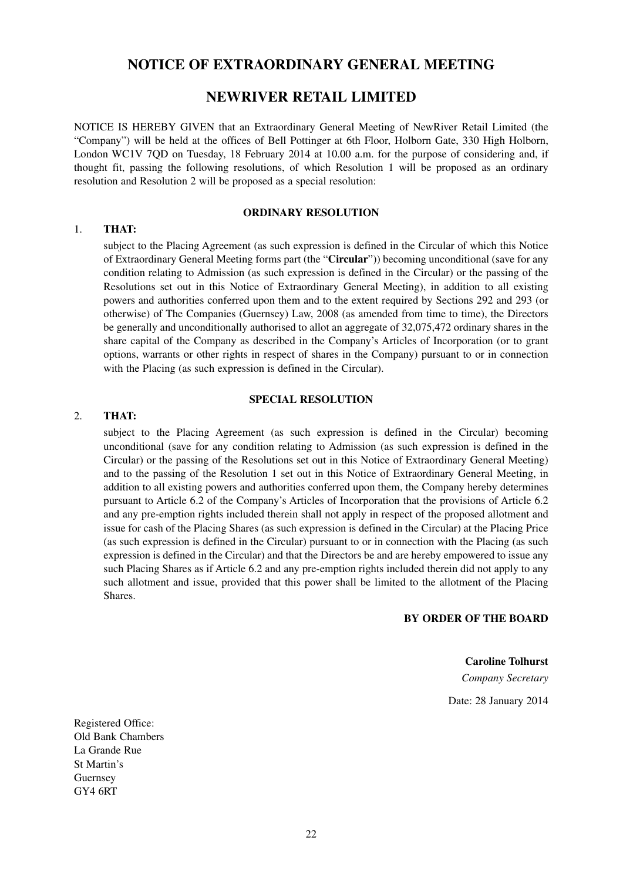# NOTICE OF EXTRAORDINARY GENERAL MEETING

# NEWRIVER RETAIL LIMITED

NOTICE IS HEREBY GIVEN that an Extraordinary General Meeting of NewRiver Retail Limited (the "Company") will be held at the offices of Bell Pottinger at 6th Floor, Holborn Gate, 330 High Holborn, London WC1V 7QD on Tuesday, 18 February 2014 at 10.00 a.m. for the purpose of considering and, if thought fit, passing the following resolutions, of which Resolution 1 will be proposed as an ordinary resolution and Resolution 2 will be proposed as a special resolution:

### ORDINARY RESOLUTION

1. **THAT:**

   subject to the Placing Agreement (as such expression is defined in the Circular of which this Notice of Extraordinary General Meeting forms part (the "**Circular**")) becoming unconditional (save for any condition relating to Admission (as such expression is defined in the Circular) or the passing of the Resolutions set out in this Notice of Extraordinary General Meeting), in addition to all existing powers and authorities conferred upon them and to the extent required by Sections 292 and 293 (or otherwise) of The Companies (Guernsey) Law, 2008 (as amended from time to time), the Directors be generally and unconditionally authorised to allot an aggregate of 32,075,472 ordinary shares in the share capital of the Company as described in the Company's Articles of Incorporation (or to grant options, warrants or other rights in respect of shares in the Company) pursuant to or in connection with the Placing (as such expression is defined in the Circular).

### SPECIAL RESOLUTION

2. **THAT:**

   subject to the Placing Agreement (as such expression is defined in the Circular) becoming unconditional (save for any condition relating to Admission (as such expression is defined in the Circular) or the passing of the Resolutions set out in this Notice of Extraordinary General Meeting) and to the passing of the Resolution 1 set out in this Notice of Extraordinary General Meeting, in addition to all existing powers and authorities conferred upon them, the Company hereby determines pursuant to Article 6.2 of the Company's Articles of Incorporation that the provisions of Article 6.2 and any pre-emption rights included therein shall not apply in respect of the proposed allotment and issue for cash of the Placing Shares (as such expression is defined in the Circular) at the Placing Price (as such expression is defined in the Circular) pursuant to or in connection with the Placing (as such expression is defined in the Circular) and that the Directors be and are hereby empowered to issue any such Placing Shares as if Article 6.2 and any pre-emption rights included therein did not apply to any such allotment and issue, provided that this power shall be limited to the allotment of the Placing Shares.

**BY ORDER OF THE BOARD**

**Caroline Tolhurst**
*Company Secretary*

Date: 28 January 2014

Registered Office:
Old Bank Chambers
La Grande Rue
St Martin's
Guernsey
GY4 6RT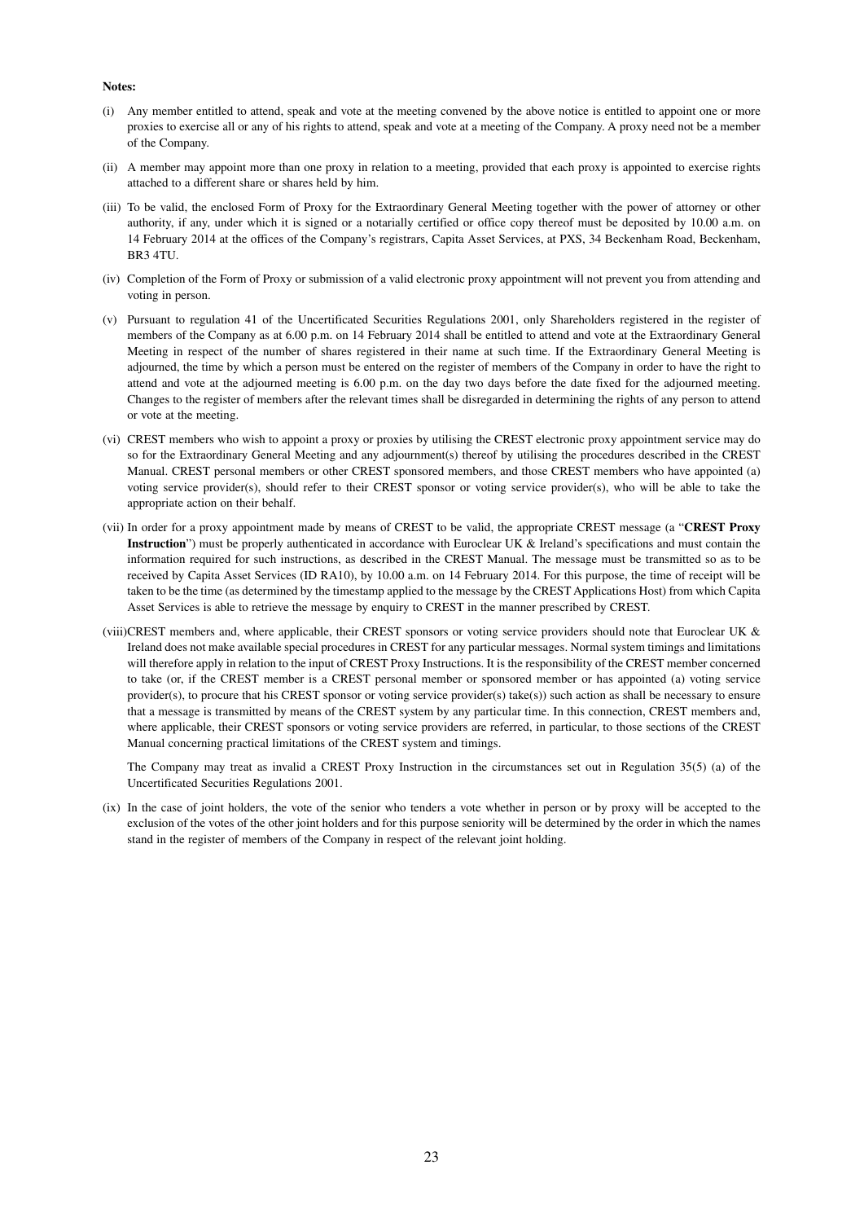**Notes:**

(i) Any member entitled to attend, speak and vote at the meeting convened by the above notice is entitled to appoint one or more proxies to exercise all or any of his rights to attend, speak and vote at a meeting of the Company. A proxy need not be a member of the Company.

(ii) A member may appoint more than one proxy in relation to a meeting, provided that each proxy is appointed to exercise rights attached to a different share or shares held by him.

(iii) To be valid, the enclosed Form of Proxy for the Extraordinary General Meeting together with the power of attorney or other authority, if any, under which it is signed or a notarially certified or office copy thereof must be deposited by 10.00 a.m. on 14 February 2014 at the offices of the Company's registrars, Capita Asset Services, at PXS, 34 Beckenham Road, Beckenham, BR3 4TU.

(iv) Completion of the Form of Proxy or submission of a valid electronic proxy appointment will not prevent you from attending and voting in person.

(v) Pursuant to regulation 41 of the Uncertificated Securities Regulations 2001, only Shareholders registered in the register of members of the Company as at 6.00 p.m. on 14 February 2014 shall be entitled to attend and vote at the Extraordinary General Meeting in respect of the number of shares registered in their name at such time. If the Extraordinary General Meeting is adjourned, the time by which a person must be entered on the register of members of the Company in order to have the right to attend and vote at the adjourned meeting is 6.00 p.m. on the day two days before the date fixed for the adjourned meeting. Changes to the register of members after the relevant times shall be disregarded in determining the rights of any person to attend or vote at the meeting.

(vi) CREST members who wish to appoint a proxy or proxies by utilising the CREST electronic proxy appointment service may do so for the Extraordinary General Meeting and any adjournment(s) thereof by utilising the procedures described in the CREST Manual. CREST personal members or other CREST sponsored members, and those CREST members who have appointed (a) voting service provider(s), should refer to their CREST sponsor or voting service provider(s), who will be able to take the appropriate action on their behalf.

(vii) In order for a proxy appointment made by means of CREST to be valid, the appropriate CREST message (a "**CREST Proxy Instruction**") must be properly authenticated in accordance with Euroclear UK & Ireland's specifications and must contain the information required for such instructions, as described in the CREST Manual. The message must be transmitted so as to be received by Capita Asset Services (ID RA10), by 10.00 a.m. on 14 February 2014. For this purpose, the time of receipt will be taken to be the time (as determined by the timestamp applied to the message by the CREST Applications Host) from which Capita Asset Services is able to retrieve the message by enquiry to CREST in the manner prescribed by CREST.

(viii) CREST members and, where applicable, their CREST sponsors or voting service providers should note that Euroclear UK & Ireland does not make available special procedures in CREST for any particular messages. Normal system timings and limitations will therefore apply in relation to the input of CREST Proxy Instructions. It is the responsibility of the CREST member concerned to take (or, if the CREST member is a CREST personal member or sponsored member or has appointed (a) voting service provider(s), to procure that his CREST sponsor or voting service provider(s) take(s)) such action as shall be necessary to ensure that a message is transmitted by means of the CREST system by any particular time. In this connection, CREST members and, where applicable, their CREST sponsors or voting service providers are referred, in particular, to those sections of the CREST Manual concerning practical limitations of the CREST system and timings.

The Company may treat as invalid a CREST Proxy Instruction in the circumstances set out in Regulation 35(5) (a) of the Uncertificated Securities Regulations 2001.

(ix) In the case of joint holders, the vote of the senior who tenders a vote whether in person or by proxy will be accepted to the exclusion of the votes of the other joint holders and for this purpose seniority will be determined by the order in which the names stand in the register of members of the Company in respect of the relevant joint holding.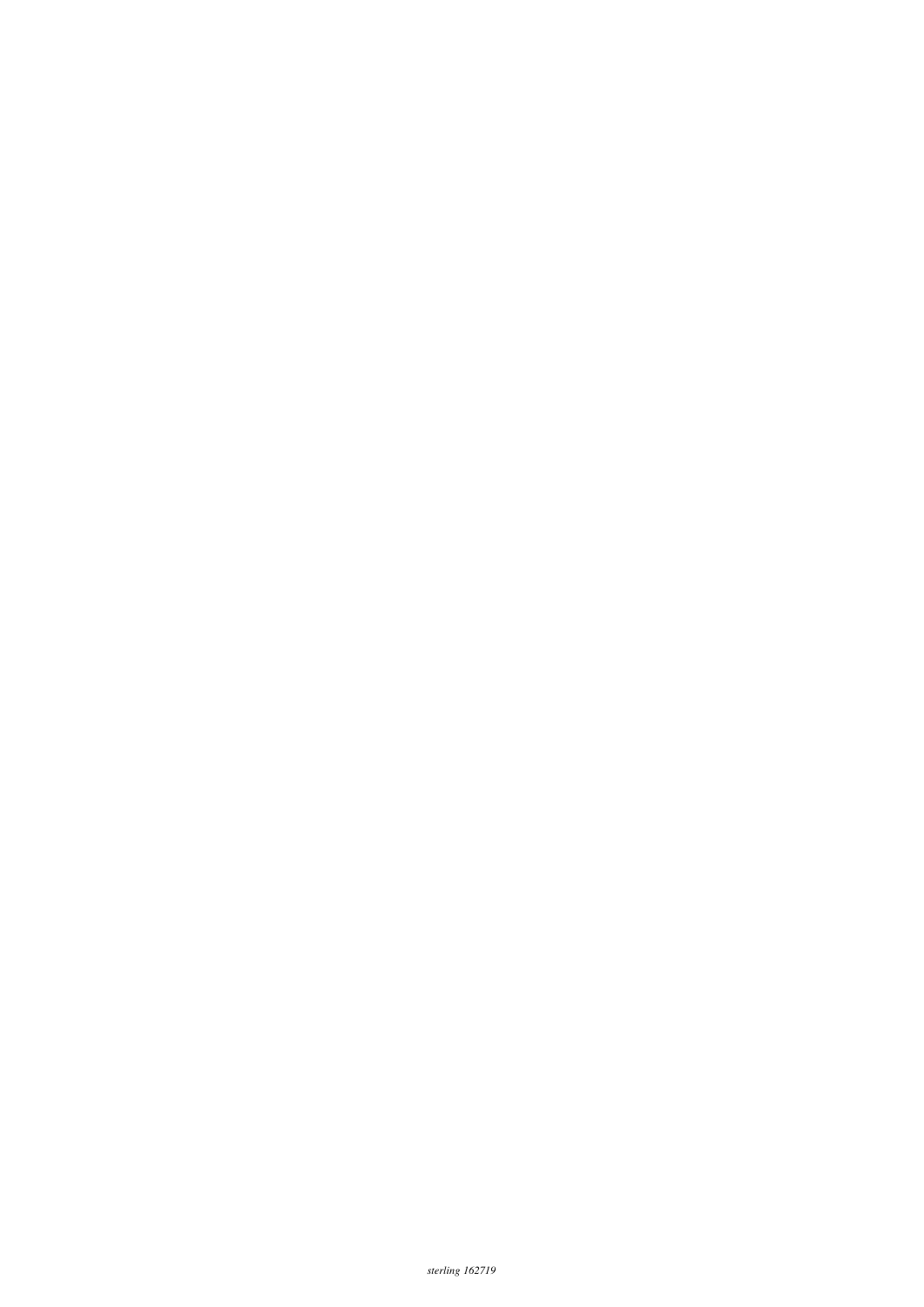*sterling 162719*